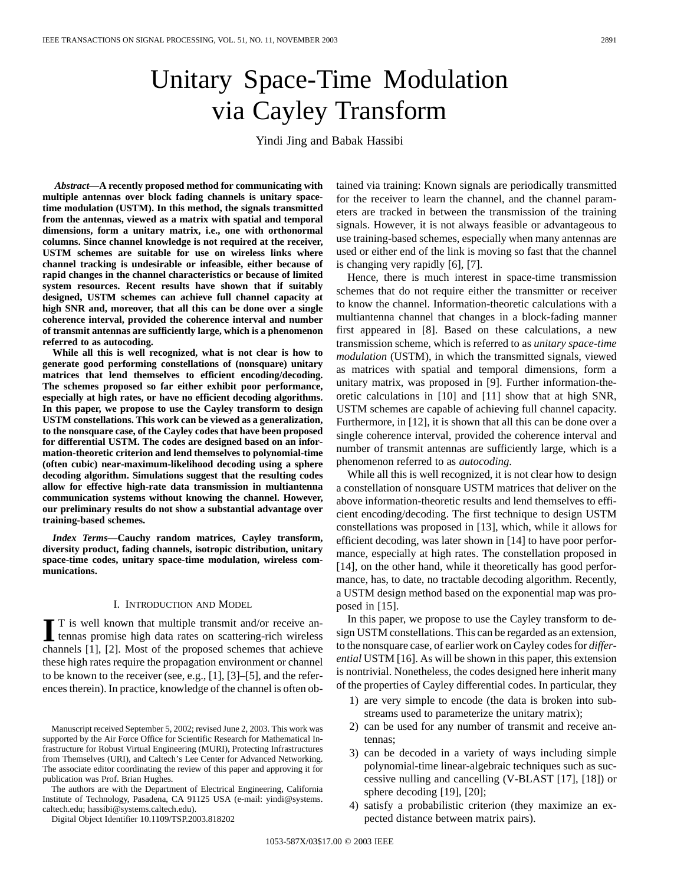# Unitary Space-Time Modulation via Cayley Transform

Yindi Jing and Babak Hassibi

***Abstract*—A recently proposed method for communicating with multiple antennas over block fading channels is unitary space-time modulation (USTM). In this method, the signals transmitted from the antennas, viewed as a matrix with spatial and temporal dimensions, form a unitary matrix, i.e., one with orthonormal columns. Since channel knowledge is not required at the receiver, USTM schemes are suitable for use on wireless links where channel tracking is undesirable or infeasible, either because of rapid changes in the channel characteristics or because of limited system resources. Recent results have shown that if suitably designed, USTM schemes can achieve full channel capacity at high SNR and, moreover, that all this can be done over a single coherence interval, provided the coherence interval and number of transmit antennas are sufficiently large, which is a phenomenon referred to as autocoding.**

**While all this is well recognized, what is not clear is how to generate good performing constellations of (nonsquare) unitary matrices that lend themselves to efficient encoding/decoding. The schemes proposed so far either exhibit poor performance, especially at high rates, or have no efficient decoding algorithms. In this paper, we propose to use the Cayley transform to design USTM constellations. This work can be viewed as a generalization, to the nonsquare case, of the Cayley codes that have been proposed for differential USTM. The codes are designed based on an information-theoretic criterion and lend themselves to polynomial-time (often cubic) near-maximum-likelihood decoding using a sphere decoding algorithm. Simulations suggest that the resulting codes allow for effective high-rate data transmission in multiantenna communication systems without knowing the channel. However, our preliminary results do not show a substantial advantage over training-based schemes.**

***Index Terms*—Cauchy random matrices, Cayley transform, diversity product, fading channels, isotropic distribution, unitary space-time codes, unitary space-time modulation, wireless communications.**

## I. Introduction and Model

It is well known that multiple transmit and/or receive antennas promise high data rates on scattering-rich wireless channels [1], [2]. Most of the proposed schemes that achieve these high rates require the propagation environment or channel to be known to the receiver (see, e.g., [1], [3]–[5], and the references therein). In practice, knowledge of the channel is often obtained via training: Known signals are periodically transmitted for the receiver to learn the channel, and the channel parameters are tracked in between the transmission of the training signals. However, it is not always feasible or advantageous to use training-based schemes, especially when many antennas are used or either end of the link is moving so fast that the channel is changing very rapidly [6], [7].

Hence, there is much interest in space-time transmission schemes that do not require either the transmitter or receiver to know the channel. Information-theoretic calculations with a multiantenna channel that changes in a block-fading manner first appeared in [8]. Based on these calculations, a new transmission scheme, which is referred to as *unitary space-time modulation* (USTM), in which the transmitted signals, viewed as matrices with spatial and temporal dimensions, form a unitary matrix, was proposed in [9]. Further information-theoretic calculations in [10] and [11] show that at high SNR, USTM schemes are capable of achieving full channel capacity. Furthermore, in [12], it is shown that all this can be done over a single coherence interval, provided the coherence interval and number of transmit antennas are sufficiently large, which is a phenomenon referred to as *autocoding*.

While all this is well recognized, it is not clear how to design a constellation of nonsquare USTM matrices that deliver on the above information-theoretic results and lend themselves to efficient encoding/decoding. The first technique to design USTM constellations was proposed in [13], which, while it allows for efficient decoding, was later shown in [14] to have poor performance, especially at high rates. The constellation proposed in [14], on the other hand, while it theoretically has good performance, has, to date, no tractable decoding algorithm. Recently, a USTM design method based on the exponential map was proposed in [15].

In this paper, we propose to use the Cayley transform to design USTM constellations. This can be regarded as an extension, to the nonsquare case, of earlier work on Cayley codes for *differential* USTM [16]. As will be shown in this paper, this extension is nontrivial. Nonetheless, the codes designed here inherit many of the properties of Cayley differential codes. In particular, they

1) are very simple to encode (the data is broken into substreams used to parameterize the unitary matrix);
2) can be used for any number of transmit and receive antennas;
3) can be decoded in a variety of ways including simple polynomial-time linear-algebraic techniques such as successive nulling and cancelling (V-BLAST [17], [18]) or sphere decoding [19], [20];
4) satisfy a probabilistic criterion (they maximize an expected distance between matrix pairs).

Manuscript received September 5, 2002; revised June 2, 2003. This work was supported by the Air Force Office for Scientific Research for Mathematical Infrastructure for Robust Virtual Engineering (MURI), Protecting Infrastructures from Themselves (URI), and Caltech's Lee Center for Advanced Networking. The associate editor coordinating the review of this paper and approving it for publication was Prof. Brian Hughes.

The authors are with the Department of Electrical Engineering, California Institute of Technology, Pasadena, CA 91125 USA (e-mail: yindi@systems.caltech.edu; hassibi@systems.caltech.edu).

Digital Object Identifier 10.1109/TSP.2003.818202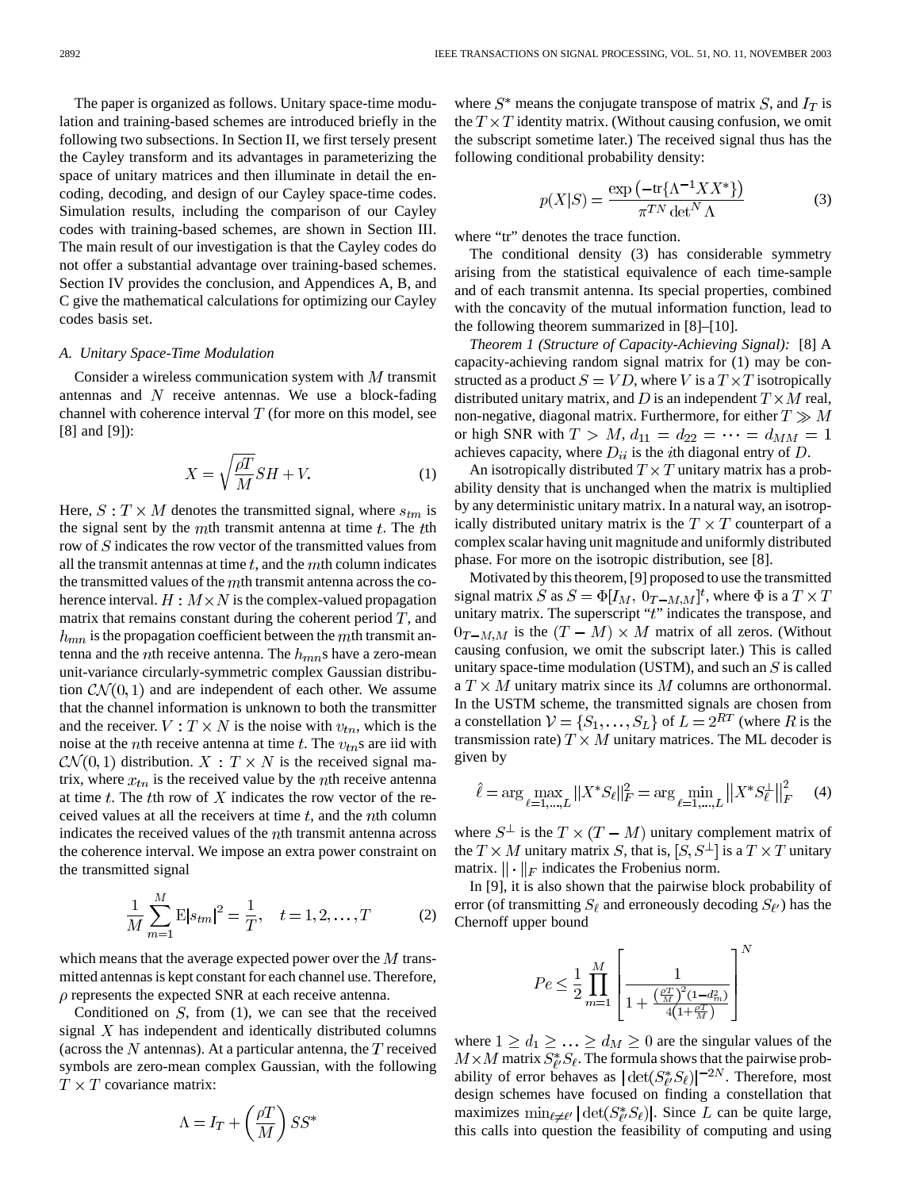The paper is organized as follows. Unitary space-time modulation and training-based schemes are introduced briefly in the following two subsections. In Section II, we first tersely present the Cayley transform and its advantages in parameterizing the space of unitary matrices and then illuminate in detail the encoding, decoding, and design of our Cayley space-time codes. Simulation results, including the comparison of our Cayley codes with training-based schemes, are shown in Section III. The main result of our investigation is that the Cayley codes do not offer a substantial advantage over training-based schemes. Section IV provides the conclusion, and Appendices A, B, and C give the mathematical calculations for optimizing our Cayley codes basis set.

### A. Unitary Space-Time Modulation

Consider a wireless communication system with $M$ transmit antennas and $N$ receive antennas. We use a block-fading channel with coherence interval $T$ (for more on this model, see [8] and [9]):

$$X = \sqrt{\frac{\rho T}{M}} SH + V. \tag{1}$$

Here, $S : T \times M$ denotes the transmitted signal, where $s_{tm}$ is the signal sent by the $m$th transmit antenna at time $t$. The $t$th row of $S$ indicates the row vector of the transmitted values from all the transmit antennas at time $t$, and the $m$th column indicates the transmitted values of the $m$th transmit antenna across the coherence interval. $H : M \times N$ is the complex-valued propagation matrix that remains constant during the coherent period $T$, and $h_{mn}$ is the propagation coefficient between the $m$th transmit antenna and the $n$th receive antenna. The $h_{mn}$s have a zero-mean unit-variance circularly-symmetric complex Gaussian distribution $\mathcal{CN}(0,1)$ and are independent of each other. We assume that the channel information is unknown to both the transmitter and the receiver. $V : T \times N$ is the noise with $v_{tn}$, which is the noise at the $n$th receive antenna at time $t$. The $v_{tn}$s are iid with $\mathcal{CN}(0,1)$ distribution. $X : T \times N$ is the received signal matrix, where $x_{tn}$ is the received value by the $n$th receive antenna at time $t$. The $t$th row of $X$ indicates the row vector of the received values at all the receivers at time $t$, and the $n$th column indicates the received values of the $n$th transmit antenna across the coherence interval. We impose an extra power constraint on the transmitted signal

$$\frac{1}{M}\sum_{m=1}^{M} \mathrm{E}|s_{tm}|^2 = \frac{1}{T}, \quad t = 1, 2, \ldots, T \tag{2}$$

which means that the average expected power over the $M$ transmitted antennas is kept constant for each channel use. Therefore, $\rho$ represents the expected SNR at each receive antenna.

Conditioned on $S$, from (1), we can see that the received signal $X$ has independent and identically distributed columns (across the $N$ antennas). At a particular antenna, the $T$ received symbols are zero-mean complex Gaussian, with the following $T \times T$ covariance matrix:

$$\Lambda = I_T + \left(\frac{\rho T}{M}\right) SS^*$$

where $S^*$ means the conjugate transpose of matrix $S$, and $I_T$ is the $T \times T$ identity matrix. (Without causing confusion, we omit the subscript sometime later.) The received signal thus has the following conditional probability density:

$$p(X|S) = \frac{\exp\left(-\mathrm{tr}\{\Lambda^{-1}XX^*\}\right)}{\pi^{TN}\det^N \Lambda} \tag{3}$$

where "tr" denotes the trace function.

The conditional density (3) has considerable symmetry arising from the statistical equivalence of each time-sample and of each transmit antenna. Its special properties, combined with the concavity of the mutual information function, lead to the following theorem summarized in [8]–[10].

*Theorem 1 (Structure of Capacity-Achieving Signal):* [8] A capacity-achieving random signal matrix for (1) may be constructed as a product $S = VD$, where $V$ is a $T \times T$ isotropically distributed unitary matrix, and $D$ is an independent $T \times M$ real, non-negative, diagonal matrix. Furthermore, for either $T \gg M$ or high SNR with $T > M$, $d_{11} = d_{22} = \cdots = d_{MM} = 1$ achieves capacity, where $D_{ii}$ is the $i$th diagonal entry of $D$.

An isotropically distributed $T \times T$ unitary matrix has a probability density that is unchanged when the matrix is multiplied by any deterministic unitary matrix. In a natural way, an isotropically distributed unitary matrix is the $T \times T$ counterpart of a complex scalar having unit magnitude and uniformly distributed phase. For more on the isotropic distribution, see [8].

Motivated by this theorem, [9] proposed to use the transmitted signal matrix $S$ as $S = \Phi[I_M, 0_{T-M,M}]^t$, where $\Phi$ is a $T \times T$ unitary matrix. The superscript "$t$" indicates the transpose, and $0_{T-M,M}$ is the $(T-M) \times M$ matrix of all zeros. (Without causing confusion, we omit the subscript later.) This is called unitary space-time modulation (USTM), and such an $S$ is called a $T \times M$ unitary matrix since its $M$ columns are orthonormal. In the USTM scheme, the transmitted signals are chosen from a constellation $\mathcal{V} = \{S_1, \ldots, S_L\}$ of $L = 2^{RT}$ (where $R$ is the transmission rate) $T \times M$ unitary matrices. The ML decoder is given by

$$\hat{\ell} = \arg\max_{\ell=1,\ldots,L} \|X^* S_\ell\|_F^2 = \arg\min_{\ell=1,\ldots,L} \left\|X^* S_\ell^\perp\right\|_F^2 \tag{4}$$

where $S^\perp$ is the $T \times (T-M)$ unitary complement matrix of the $T \times M$ unitary matrix $S$, that is, $[S, S^\perp]$ is a $T \times T$ unitary matrix. $\|\cdot\|_F$ indicates the Frobenius norm.

In [9], it is also shown that the pairwise block probability of error (of transmitting $S_\ell$ and erroneously decoding $S_{\ell'}$) has the Chernoff upper bound

$$Pe \le \frac{1}{2}\prod_{m=1}^{M}\left[\frac{1}{1 + \frac{\left(\frac{\rho T}{M}\right)^2 (1-d_m^2)}{4\left(1+\frac{\rho T}{M}\right)}}\right]^N$$

where $1 \ge d_1 \ge \ldots \ge d_M \ge 0$ are the singular values of the $M \times M$ matrix $S_{\ell'}^* S_\ell$. The formula shows that the pairwise probability of error behaves as $\left|\det(S_{\ell'}^* S_\ell)\right|^{-2N}$. Therefore, most design schemes have focused on finding a constellation that maximizes $\min_{\ell \ne \ell'} \left|\det(S_{\ell'}^* S_\ell)\right|$. Since $L$ can be quite large, this calls into question the feasibility of computing and using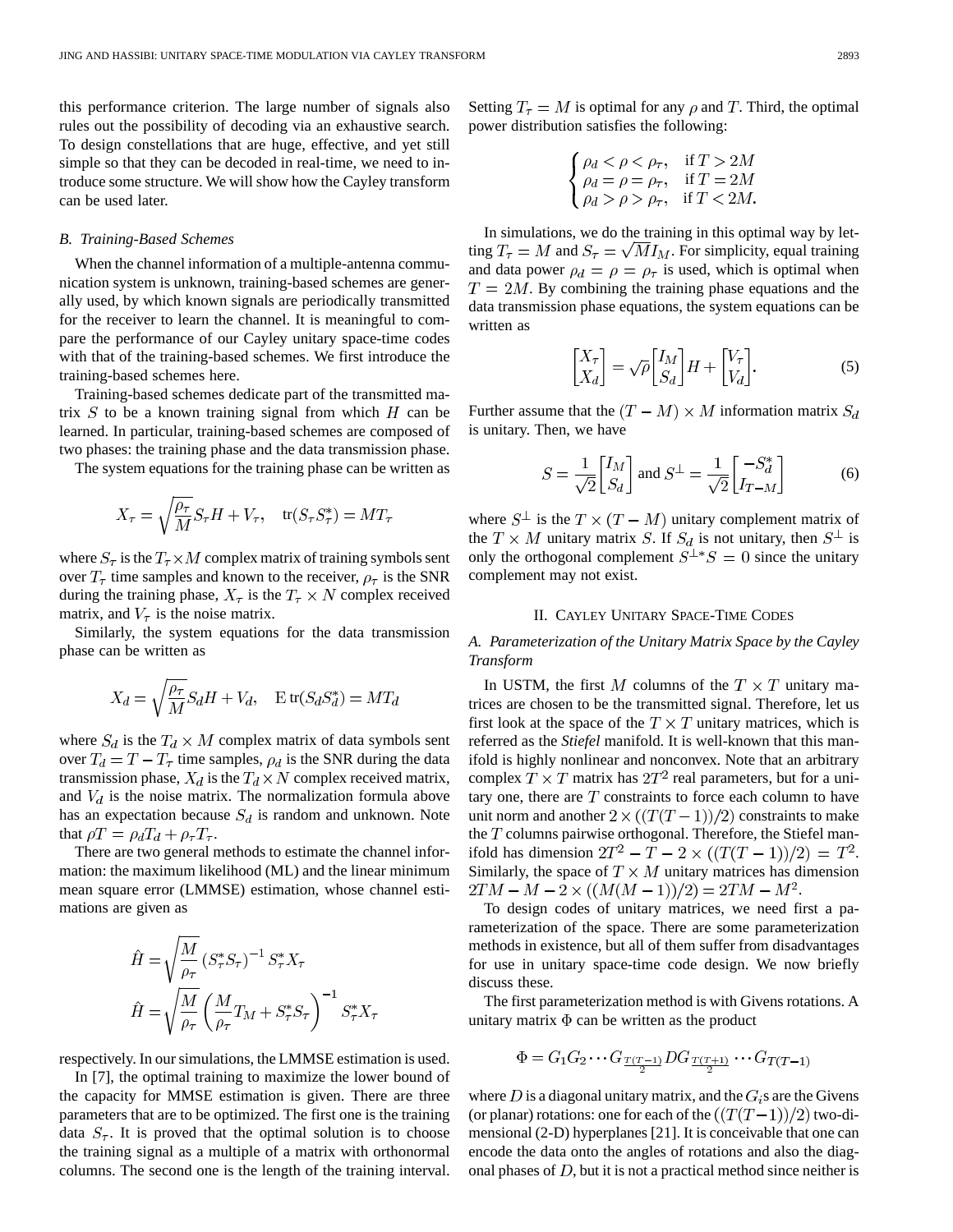this performance criterion. The large number of signals also rules out the possibility of decoding via an exhaustive search. To design constellations that are huge, effective, and yet still simple so that they can be decoded in real-time, we need to introduce some structure. We will show how the Cayley transform can be used later.

### B. Training-Based Schemes

When the channel information of a multiple-antenna communication system is unknown, training-based schemes are generally used, by which known signals are periodically transmitted for the receiver to learn the channel. It is meaningful to compare the performance of our Cayley unitary space-time codes with that of the training-based schemes. We first introduce the training-based schemes here.

Training-based schemes dedicate part of the transmitted matrix $S$ to be a known training signal from which $H$ can be learned. In particular, training-based schemes are composed of two phases: the training phase and the data transmission phase.

The system equations for the training phase can be written as

$$X_\tau = \sqrt{\frac{\rho_\tau}{M}} S_\tau H + V_\tau, \quad \mathrm{tr}(S_\tau S_\tau^*) = MT_\tau$$

where $S_\tau$ is the $T_\tau \times M$ complex matrix of training symbols sent over $T_\tau$ time samples and known to the receiver, $\rho_\tau$ is the SNR during the training phase, $X_\tau$ is the $T_\tau \times N$ complex received matrix, and $V_\tau$ is the noise matrix.

Similarly, the system equations for the data transmission phase can be written as

$$X_d = \sqrt{\frac{\rho_\tau}{M}} S_d H + V_d, \quad \mathrm{E}\,\mathrm{tr}(S_d S_d^*) = MT_d$$

where $S_d$ is the $T_d \times M$ complex matrix of data symbols sent over $T_d = T - T_\tau$ time samples, $\rho_d$ is the SNR during the data transmission phase, $X_d$ is the $T_d \times N$ complex received matrix, and $V_d$ is the noise matrix. The normalization formula above has an expectation because $S_d$ is random and unknown. Note that $\rho T = \rho_d T_d + \rho_\tau T_\tau$.

There are two general methods to estimate the channel information: the maximum likelihood (ML) and the linear minimum mean square error (LMMSE) estimation, whose channel estimations are given as

$$\hat{H} = \sqrt{\frac{M}{\rho_\tau}} \left(S_\tau^* S_\tau\right)^{-1} S_\tau^* X_\tau$$

$$\hat{H} = \sqrt{\frac{M}{\rho_\tau}} \left(\frac{M}{\rho_\tau} T_M + S_\tau^* S_\tau\right)^{-1} S_\tau^* X_\tau$$

respectively. In our simulations, the LMMSE estimation is used.

In [7], the optimal training to maximize the lower bound of the capacity for MMSE estimation is given. There are three parameters that are to be optimized. The first one is the training data $S_\tau$. It is proved that the optimal solution is to choose the training signal as a multiple of a matrix with orthonormal columns. The second one is the length of the training interval. Setting $T_\tau = M$ is optimal for any $\rho$ and $T$. Third, the optimal power distribution satisfies the following:

$$\begin{cases} \rho_d < \rho < \rho_\tau, & \text{if } T > 2M \\ \rho_d = \rho = \rho_\tau, & \text{if } T = 2M \\ \rho_d > \rho > \rho_\tau, & \text{if } T < 2M. \end{cases}$$

In simulations, we do the training in this optimal way by letting $T_\tau = M$ and $S_\tau = \sqrt{M} I_M$. For simplicity, equal training and data power $\rho_d = \rho = \rho_\tau$ is used, which is optimal when $T = 2M$. By combining the training phase equations and the data transmission phase equations, the system equations can be written as

$$\begin{bmatrix} X_\tau \\ X_d \end{bmatrix} = \sqrt{\rho} \begin{bmatrix} I_M \\ S_d \end{bmatrix} H + \begin{bmatrix} V_\tau \\ V_d \end{bmatrix}. \tag{5}$$

Further assume that the $(T - M) \times M$ information matrix $S_d$ is unitary. Then, we have

$$S = \frac{1}{\sqrt{2}} \begin{bmatrix} I_M \\ S_d \end{bmatrix} \text{ and } S^\perp = \frac{1}{\sqrt{2}} \begin{bmatrix} -S_d^* \\ I_{T-M} \end{bmatrix} \tag{6}$$

where $S^\perp$ is the $T \times (T - M)$ unitary complement matrix of the $T \times M$ unitary matrix $S$. If $S_d$ is not unitary, then $S^\perp$ is only the orthogonal complement $S^{\perp *} S = 0$ since the unitary complement may not exist.

## II. Cayley Unitary Space-Time Codes

### A. Parameterization of the Unitary Matrix Space by the Cayley Transform

In USTM, the first $M$ columns of the $T \times T$ unitary matrices are chosen to be the transmitted signal. Therefore, let us first look at the space of the $T \times T$ unitary matrices, which is referred as the *Stiefel* manifold. It is well-known that this manifold is highly nonlinear and nonconvex. Note that an arbitrary complex $T \times T$ matrix has $2T^2$ real parameters, but for a unitary one, there are $T$ constraints to force each column to have unit norm and another $2 \times ((T(T-1))/2)$ constraints to make the $T$ columns pairwise orthogonal. Therefore, the Stiefel manifold has dimension $2T^2 - T - 2 \times ((T(T-1))/2) = T^2$. Similarly, the space of $T \times M$ unitary matrices has dimension $2TM - M - 2 \times ((M(M-1))/2) = 2TM - M^2$.

To design codes of unitary matrices, we need first a parameterization of the space. There are some parameterization methods in existence, but all of them suffer from disadvantages for use in unitary space-time code design. We now briefly discuss these.

The first parameterization method is with Givens rotations. A unitary matrix $\Phi$ can be written as the product

$$\Phi = G_1 G_2 \cdots G_{\frac{T(T-1)}{2}} D G_{\frac{T(T+1)}{2}} \cdots G_{T(T-1)}$$

where $D$ is a diagonal unitary matrix, and the $G_i$s are the Givens (or planar) rotations: one for each of the $((T(T-1))/2)$ two-dimensional (2-D) hyperplanes [21]. It is conceivable that one can encode the data onto the angles of rotations and also the diagonal phases of $D$, but it is not a practical method since neither is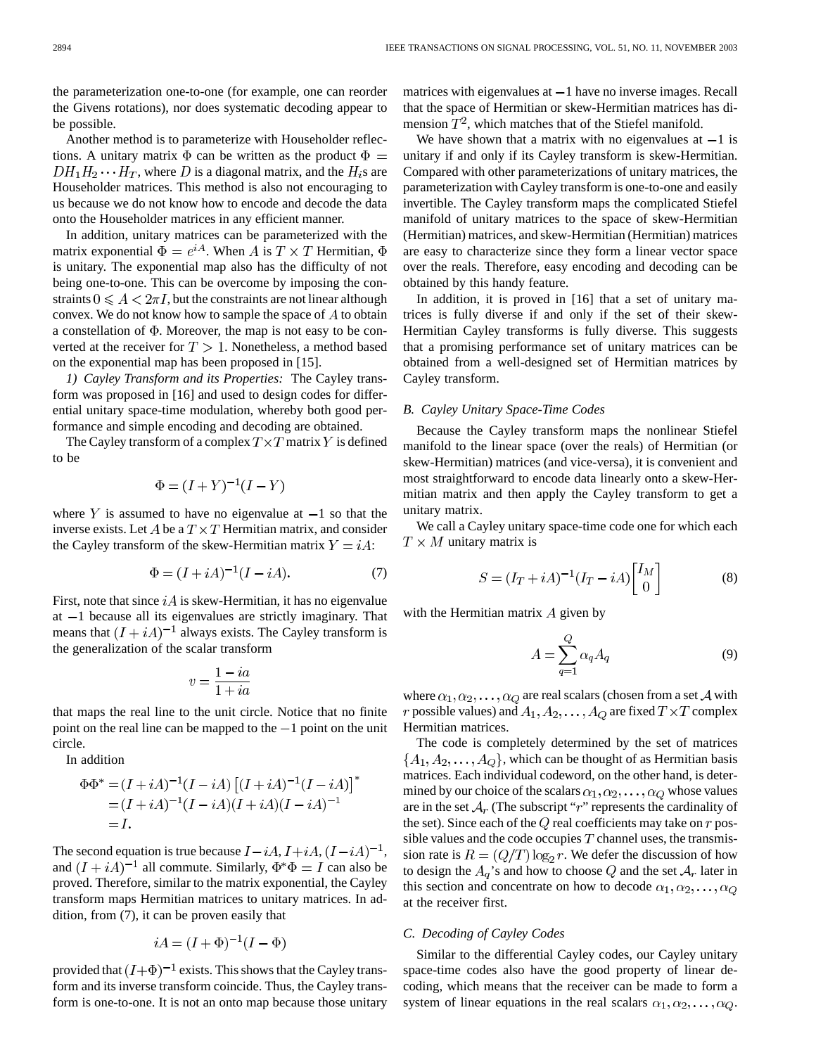the parameterization one-to-one (for example, one can reorder the Givens rotations), nor does systematic decoding appear to be possible.

Another method is to parameterize with Householder reflections. A unitary matrix $\Phi$ can be written as the product $\Phi = DH_1H_2\cdots H_T$, where $D$ is a diagonal matrix, and the $H_i$s are Householder matrices. This method is also not encouraging to us because we do not know how to encode and decode the data onto the Householder matrices in any efficient manner.

In addition, unitary matrices can be parameterized with the matrix exponential $\Phi = e^{iA}$. When $A$ is $T\times T$ Hermitian, $\Phi$ is unitary. The exponential map also has the difficulty of not being one-to-one. This can be overcome by imposing the constraints $0 \leqslant A < 2\pi I$, but the constraints are not linear although convex. We do not know how to sample the space of $A$ to obtain a constellation of $\Phi$. Moreover, the map is not easy to be converted at the receiver for $T > 1$. Nonetheless, a method based on the exponential map has been proposed in [15].

*1) Cayley Transform and its Properties:* The Cayley transform was proposed in [16] and used to design codes for differential unitary space-time modulation, whereby both good performance and simple encoding and decoding are obtained.

The Cayley transform of a complex $T\times T$ matrix $Y$ is defined to be

$$\Phi = (I+Y)^{-1}(I-Y)$$

where $Y$ is assumed to have no eigenvalue at $-1$ so that the inverse exists. Let $A$ be a $T\times T$ Hermitian matrix, and consider the Cayley transform of the skew-Hermitian matrix $Y = iA$:

$$\Phi = (I+iA)^{-1}(I-iA). \tag{7}$$

First, note that since $iA$ is skew-Hermitian, it has no eigenvalue at $-1$ because all its eigenvalues are strictly imaginary. That means that $(I+iA)^{-1}$ always exists. The Cayley transform is the generalization of the scalar transform

$$v = \frac{1-ia}{1+ia}$$

that maps the real line to the unit circle. Notice that no finite point on the real line can be mapped to the $-1$ point on the unit circle.

In addition

$$\begin{aligned}\Phi\Phi^* &= (I+iA)^{-1}(I-iA)\left[(I+iA)^{-1}(I-iA)\right]^* \\ &= (I+iA)^{-1}(I-iA)(I+iA)(I-iA)^{-1} \\ &= I.\end{aligned}$$

The second equation is true because $I-iA$, $I+iA$, $(I-iA)^{-1}$, and $(I+iA)^{-1}$ all commute. Similarly, $\Phi^*\Phi = I$ can also be proved. Therefore, similar to the matrix exponential, the Cayley transform maps Hermitian matrices to unitary matrices. In addition, from (7), it can be proven easily that

$$iA = (I+\Phi)^{-1}(I-\Phi)$$

provided that $(I+\Phi)^{-1}$ exists. This shows that the Cayley transform and its inverse transform coincide. Thus, the Cayley transform is one-to-one. It is not an onto map because those unitary matrices with eigenvalues at $-1$ have no inverse images. Recall that the space of Hermitian or skew-Hermitian matrices has dimension $T^2$, which matches that of the Stiefel manifold.

We have shown that a matrix with no eigenvalues at $-1$ is unitary if and only if its Cayley transform is skew-Hermitian. Compared with other parameterizations of unitary matrices, the parameterization with Cayley transform is one-to-one and easily invertible. The Cayley transform maps the complicated Stiefel manifold of unitary matrices to the space of skew-Hermitian (Hermitian) matrices, and skew-Hermitian (Hermitian) matrices are easy to characterize since they form a linear vector space over the reals. Therefore, easy encoding and decoding can be obtained by this handy feature.

In addition, it is proved in [16] that a set of unitary matrices is fully diverse if and only if the set of their skew-Hermitian Cayley transforms is fully diverse. This suggests that a promising performance set of unitary matrices can be obtained from a well-designed set of Hermitian matrices by Cayley transform.

### B. Cayley Unitary Space-Time Codes

Because the Cayley transform maps the nonlinear Stiefel manifold to the linear space (over the reals) of Hermitian (or skew-Hermitian) matrices (and vice-versa), it is convenient and most straightforward to encode data linearly onto a skew-Hermitian matrix and then apply the Cayley transform to get a unitary matrix.

We call a Cayley unitary space-time code one for which each $T\times M$ unitary matrix is

$$S = (I_T+iA)^{-1}(I_T-iA)\begin{bmatrix} I_M \\ 0\end{bmatrix} \tag{8}$$

with the Hermitian matrix $A$ given by

$$A = \sum_{q=1}^{Q}\alpha_q A_q \tag{9}$$

where $\alpha_1, \alpha_2, \ldots, \alpha_Q$ are real scalars (chosen from a set $\mathcal{A}$ with $r$ possible values) and $A_1, A_2, \ldots, A_Q$ are fixed $T\times T$ complex Hermitian matrices.

The code is completely determined by the set of matrices $\{A_1, A_2, \ldots, A_Q\}$, which can be thought of as Hermitian basis matrices. Each individual codeword, on the other hand, is determined by our choice of the scalars $\alpha_1, \alpha_2, \ldots, \alpha_Q$ whose values are in the set $\mathcal{A}_r$ (The subscript "$r$" represents the cardinality of the set). Since each of the $Q$ real coefficients may take on $r$ possible values and the code occupies $T$ channel uses, the transmission rate is $R = (Q/T)\log_2 r$. We defer the discussion of how to design the $A_q$'s and how to choose $Q$ and the set $\mathcal{A}_r$ later in this section and concentrate on how to decode $\alpha_1, \alpha_2, \ldots, \alpha_Q$ at the receiver first.

### C. Decoding of Cayley Codes

Similar to the differential Cayley codes, our Cayley unitary space-time codes also have the good property of linear decoding, which means that the receiver can be made to form a system of linear equations in the real scalars $\alpha_1, \alpha_2, \ldots, \alpha_Q$.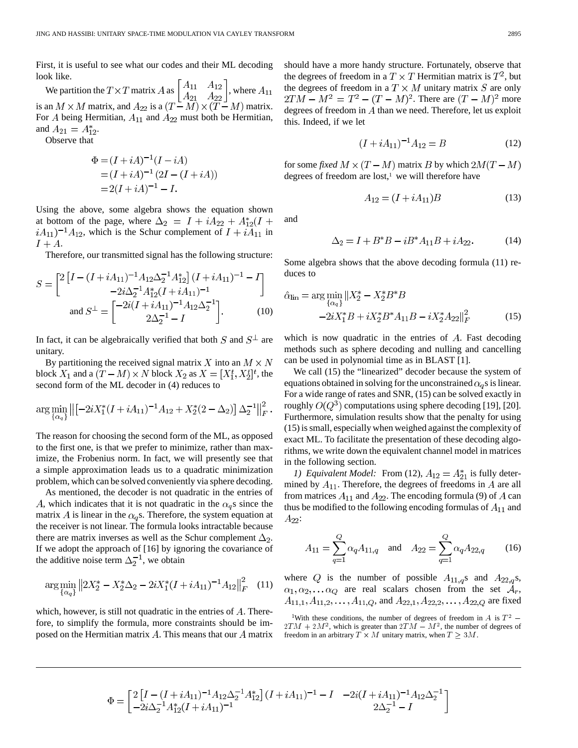First, it is useful to see what our codes and their ML decoding look like.

We partition the $T\times T$ matrix $A$ as $\begin{bmatrix} A_{11} & A_{12} \\ A_{21} & A_{22}\end{bmatrix}$, where $A_{11}$ is an $M\times M$ matrix, and $A_{22}$ is a $(T-M)\times(T-M)$ matrix. For $A$ being Hermitian, $A_{11}$ and $A_{22}$ must both be Hermitian, and $A_{21}=A_{12}^*$.

Observe that

$$
\begin{aligned}
\Phi &= (I+iA)^{-1}(I-iA) \\
&= (I+iA)^{-1}(2I-(I+iA)) \\
&= 2(I+iA)^{-1}-I.
\end{aligned}
$$

Using the above, some algebra shows the equation shown at bottom of the page, where $\Delta_2 = I+iA_{22}+A_{12}^*(I+iA_{11})^{-1}A_{12}$, which is the Schur complement of $I+iA_{11}$ in $I+A$.

Therefore, our transmitted signal has the following structure:

$$
S = \begin{bmatrix} 2\left[I-(I+iA_{11})^{-1}A_{12}\Delta_2^{-1}A_{12}^*\right](I+iA_{11})^{-1}-I \\ -2i\Delta_2^{-1}A_{12}^*(I+iA_{11})^{-1}\end{bmatrix}
$$
$$
\text{and } S^\perp = \begin{bmatrix} -2i(I+iA_{11})^{-1}A_{12}\Delta_2^{-1} \\ 2\Delta_2^{-1}-I\end{bmatrix}. \qquad (10)
$$

In fact, it can be algebraically verified that both $S$ and $S^\perp$ are unitary.

By partitioning the received signal matrix $X$ into an $M\times N$ block $X_1$ and a $(T-M)\times N$ block $X_2$ as $X=[X_1^t, X_2^t]^t$, the second form of the ML decoder in (4) reduces to

$$
\arg\min_{\{\alpha_q\}} \left\| \left[-2iX_1^*(I+iA_{11})^{-1}A_{12}+X_2^*(2-\Delta_2)\right]\Delta_2^{-1}\right\|_F^2.
$$

The reason for choosing the second form of the ML, as opposed to the first one, is that we prefer to minimize, rather than maximize, the Frobenius norm. In fact, we will presently see that a simple approximation leads us to a quadratic minimization problem, which can be solved conveniently via sphere decoding.

As mentioned, the decoder is not quadratic in the entries of $A$, which indicates that it is not quadratic in the $\alpha_q$s since the matrix $A$ is linear in the $\alpha_q$s. Therefore, the system equation at the receiver is not linear. The formula looks intractable because there are matrix inverses as well as the Schur complement $\Delta_2$. If we adopt the approach of [16] by ignoring the covariance of the additive noise term $\Delta_2^{-1}$, we obtain

$$
\arg\min_{\{\alpha_q\}} \left\|2X_2^*-X_2^*\Delta_2-2iX_1^*(I+iA_{11})^{-1}A_{12}\right\|_F^2 \qquad (11)
$$

which, however, is still not quadratic in the entries of $A$. Therefore, to simplify the formula, more constraints should be imposed on the Hermitian matrix $A$. This means that our $A$ matrix should have a more handy structure. Fortunately, observe that the degrees of freedom in a $T\times T$ Hermitian matrix is $T^2$, but the degrees of freedom in a $T\times M$ unitary matrix $S$ are only $2TM-M^2=T^2-(T-M)^2$. There are $(T-M)^2$ more degrees of freedom in $A$ than we need. Therefore, let us exploit this. Indeed, if we let

$$
(I+iA_{11})^{-1}A_{12}=B \qquad (12)
$$

for some *fixed* $M\times(T-M)$ matrix $B$ by which $2M(T-M)$ degrees of freedom are lost,[1] we will therefore have

$$
A_{12}=(I+iA_{11})B \qquad (13)
$$

and

$$
\Delta_2 = I+B^*B-iB^*A_{11}B+iA_{22}. \qquad (14)
$$

Some algebra shows that the above decoding formula (11) reduces to

$$
\begin{aligned}
\hat{\alpha}_{\text{lin}} = \arg\min_{\{\alpha_q\}} \|&X_2^*-X_2^*B^*B \\
&-2iX_1^*B+iX_2^*B^*A_{11}B-iX_2^*A_{22}\|_F^2
\end{aligned} \qquad (15)
$$

which is now quadratic in the entries of $A$. Fast decoding methods such as sphere decoding and nulling and cancelling can be used in polynomial time as in BLAST [1].

We call (15) the "linearized" decoder because the system of equations obtained in solving for the unconstrained $\alpha_q$s is linear. For a wide range of rates and SNR, (15) can be solved exactly in roughly $O(Q^3)$ computations using sphere decoding [19], [20]. Furthermore, simulation results show that the penalty for using (15) is small, especially when weighed against the complexity of exact ML. To facilitate the presentation of these decoding algorithms, we write down the equivalent channel model in matrices in the following section.

*1) Equivalent Model:* From (12), $A_{12}=A_{21}^*$ is fully determined by $A_{11}$. Therefore, the degrees of freedoms in $A$ are all from matrices $A_{11}$ and $A_{22}$. The encoding formula (9) of $A$ can thus be modified to the following encoding formulas of $A_{11}$ and $A_{22}$:

$$
A_{11}=\sum_{q=1}^{Q}\alpha_q A_{11,q} \quad \text{and} \quad A_{22}=\sum_{q=1}^{Q}\alpha_q A_{22,q} \qquad (16)
$$

where $Q$ is the number of possible $A_{11,q}$s and $A_{22,q}$s, $\alpha_1,\alpha_2,\ldots\alpha_Q$ are real scalars chosen from the set $\mathcal{A}_r$, $A_{11,1},A_{11,2},\ldots,A_{11,Q}$, and $A_{22,1},A_{22,2},\ldots,A_{22,Q}$ are fixed

[1]With these conditions, the number of degrees of freedom in $A$ is $T^2-2TM+2M^2$, which is greater than $2TM-M^2$, the number of degrees of freedom in an arbitrary $T\times M$ unitary matrix, when $T\geq 3M$.

$$
\Phi = \begin{bmatrix} 2\left[I-(I+iA_{11})^{-1}A_{12}\Delta_2^{-1}A_{12}^*\right](I+iA_{11})^{-1}-I & -2i(I+iA_{11})^{-1}A_{12}\Delta_2^{-1} \\ -2i\Delta_2^{-1}A_{12}^*(I+iA_{11})^{-1} & 2\Delta_2^{-1}-I\end{bmatrix}
$$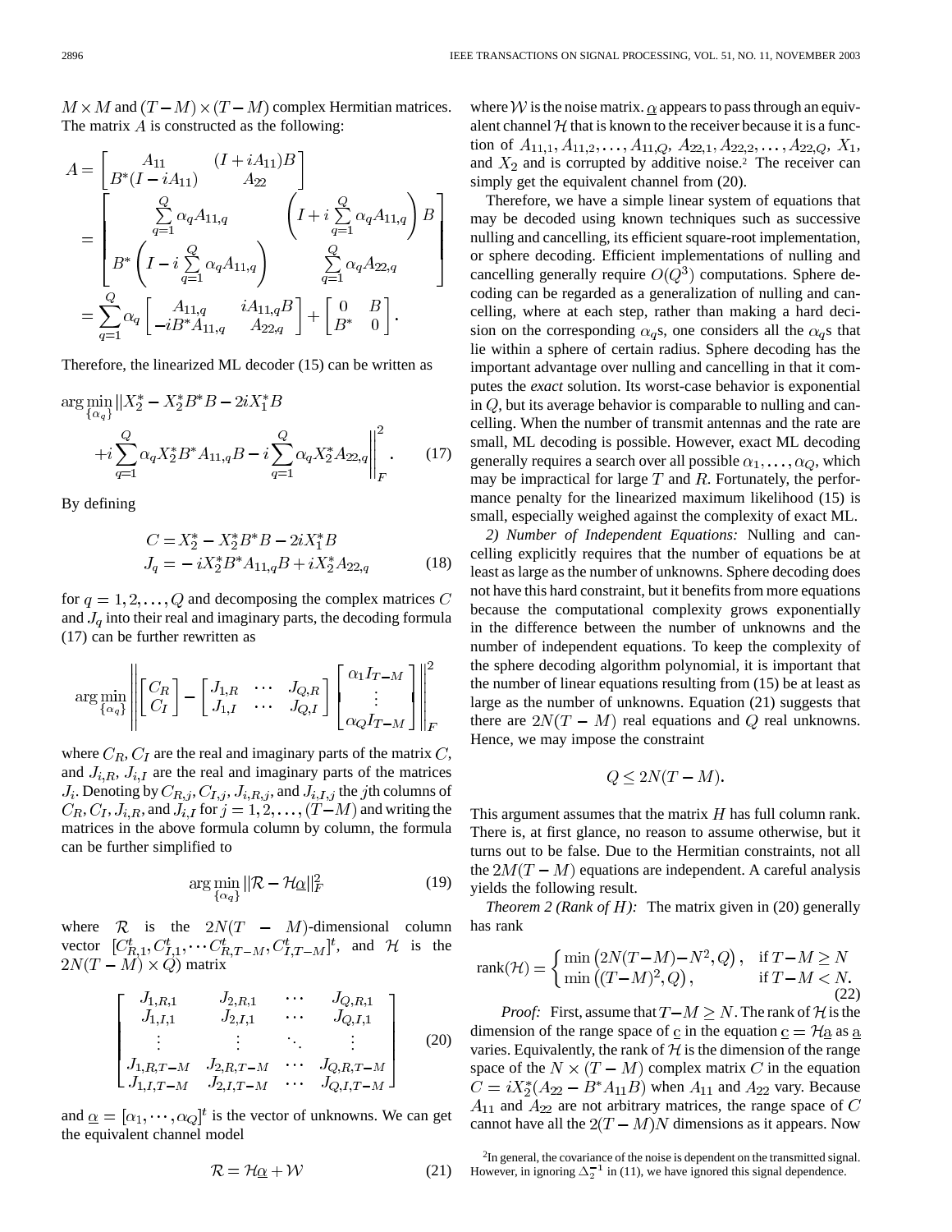$M \times M$ and $(T-M) \times (T-M)$ complex Hermitian matrices. The matrix $A$ is constructed as the following:

$$
\begin{aligned}
A &= \begin{bmatrix} A_{11} & (I+iA_{11})B \\ B^*(I-iA_{11}) & A_{22} \end{bmatrix} \\
&= \begin{bmatrix} \sum_{q=1}^{Q} \alpha_q A_{11,q} & \left(I + i\sum_{q=1}^{Q} \alpha_q A_{11,q}\right) B \\ B^* \left(I - i\sum_{q=1}^{Q} \alpha_q A_{11,q}\right) & \sum_{q=1}^{Q} \alpha_q A_{22,q} \end{bmatrix} \\
&= \sum_{q=1}^{Q} \alpha_q \begin{bmatrix} A_{11,q} & iA_{11,q}B \\ -iB^*A_{11,q} & A_{22,q} \end{bmatrix} + \begin{bmatrix} 0 & B \\ B^* & 0 \end{bmatrix}.
\end{aligned}
$$

Therefore, the linearized ML decoder (15) can be written as

$$
\arg\min_{\{\alpha_q\}} \left\| X_2^* - X_2^* B^* B - 2iX_1^* B + i\sum_{q=1}^{Q} \alpha_q X_2^* B^* A_{11,q} B - i\sum_{q=1}^{Q} \alpha_q X_2^* A_{22,q} \right\|_F^2. \tag{17}
$$

By defining

$$
\begin{aligned}
C &= X_2^* - X_2^* B^* B - 2iX_1^* B \\
J_q &= -iX_2^* B^* A_{11,q} B + iX_2^* A_{22,q}
\end{aligned} \tag{18}
$$

for $q = 1, 2, \ldots, Q$ and decomposing the complex matrices $C$ and $J_q$ into their real and imaginary parts, the decoding formula (17) can be further rewritten as

$$
\arg\min_{\{\alpha_q\}} \left\| \begin{bmatrix} C_R \\ C_I \end{bmatrix} - \begin{bmatrix} J_{1,R} & \cdots & J_{Q,R} \\ J_{1,I} & \cdots & J_{Q,I} \end{bmatrix} \begin{bmatrix} \alpha_1 I_{T-M} \\ \vdots \\ \alpha_Q I_{T-M} \end{bmatrix} \right\|_F^2
$$

where $C_R, C_I$ are the real and imaginary parts of the matrix $C$, and $J_{i,R}$, $J_{i,I}$ are the real and imaginary parts of the matrices $J_i$. Denoting by $C_{R,j}, C_{I,j}, J_{i,R,j}$, and $J_{i,I,j}$ the $j$th columns of $C_R, C_I, J_{i,R}$, and $J_{i,I}$ for $j = 1, 2, \ldots, (T-M)$ and writing the matrices in the above formula column by column, the formula can be further simplified to

$$
\arg\min_{\{\alpha_q\}} \|\mathcal{R} - \mathcal{H}\underline{\alpha}\|_F^2 \tag{19}
$$

where $\mathcal{R}$ is the $2N(T-M)$-dimensional column vector $[C_{R,1}^t, C_{I,1}^t, \cdots C_{R,T-M}^t, C_{I,T-M}^t]^t$, and $\mathcal{H}$ is the $2N(T-M) \times Q)$ matrix

$$
\begin{bmatrix}
J_{1,R,1} & J_{2,R,1} & \cdots & J_{Q,R,1} \\
J_{1,I,1} & J_{2,I,1} & \cdots & J_{Q,I,1} \\
\vdots & \vdots & \ddots & \vdots \\
J_{1,R,T-M} & J_{2,R,T-M} & \cdots & J_{Q,R,T-M} \\
J_{1,I,T-M} & J_{2,I,T-M} & \cdots & J_{Q,I,T-M}
\end{bmatrix} \tag{20}
$$

and $\underline{\alpha} = [\alpha_1, \cdots, \alpha_Q]^t$ is the vector of unknowns. We can get the equivalent channel model

$$
\mathcal{R} = \mathcal{H}\underline{\alpha} + \mathcal{W} \tag{21}
$$

where $\mathcal{W}$ is the noise matrix. $\underline{\alpha}$ appears to pass through an equivalent channel $\mathcal{H}$ that is known to the receiver because it is a function of $A_{11,1}, A_{11,2}, \ldots, A_{11,Q}, A_{22,1}, A_{22,2}, \ldots, A_{22,Q}, X_1$, and $X_2$ and is corrupted by additive noise.[2] The receiver can simply get the equivalent channel from (20).

Therefore, we have a simple linear system of equations that may be decoded using known techniques such as successive nulling and cancelling, its efficient square-root implementation, or sphere decoding. Efficient implementations of nulling and cancelling generally require $O(Q^3)$ computations. Sphere decoding can be regarded as a generalization of nulling and cancelling, where at each step, rather than making a hard decision on the corresponding $\alpha_q$s, one considers all the $\alpha_q$s that lie within a sphere of certain radius. Sphere decoding has the important advantage over nulling and cancelling in that it computes the *exact* solution. Its worst-case behavior is exponential in $Q$, but its average behavior is comparable to nulling and cancelling. When the number of transmit antennas and the rate are small, ML decoding is possible. However, exact ML decoding generally requires a search over all possible $\alpha_1, \ldots, \alpha_Q$, which may be impractical for large $T$ and $R$. Fortunately, the performance penalty for the linearized maximum likelihood (15) is small, especially weighed against the complexity of exact ML.

*2) Number of Independent Equations:* Nulling and cancelling explicitly requires that the number of equations be at least as large as the number of unknowns. Sphere decoding does not have this hard constraint, but it benefits from more equations because the computational complexity grows exponentially in the difference between the number of unknowns and the number of independent equations. To keep the complexity of the sphere decoding algorithm polynomial, it is important that the number of linear equations resulting from (15) be at least as large as the number of unknowns. Equation (21) suggests that there are $2N(T-M)$ real equations and $Q$ real unknowns. Hence, we may impose the constraint

$$
Q \leq 2N(T-M).
$$

This argument assumes that the matrix $H$ has full column rank. There is, at first glance, no reason to assume otherwise, but it turns out to be false. Due to the Hermitian constraints, not all the $2M(T-M)$ equations are independent. A careful analysis yields the following result.

*Theorem 2 (Rank of $H$):* The matrix given in (20) generally has rank

$$
\operatorname{rank}(\mathcal{H}) = \begin{cases} \min\left(2N(T-M) - N^2, Q\right), & \text{if } T-M \geq N \\ \min\left((T-M)^2, Q\right), & \text{if } T-M < N. \end{cases} \tag{22}
$$

*Proof:* First, assume that $T-M \geq N$. The rank of $\mathcal{H}$ is the dimension of the range space of $\underline{c}$ in the equation $\underline{c} = \mathcal{H}\underline{a}$ as $\underline{a}$ varies. Equivalently, the rank of $\mathcal{H}$ is the dimension of the range space of the $N \times (T-M)$ complex matrix $C$ in the equation $C = iX_2^*(A_{22} - B^* A_{11} B)$ when $A_{11}$ and $A_{22}$ vary. Because $A_{11}$ and $A_{22}$ are not arbitrary matrices, the range space of $C$ cannot have all the $2(T-M)N$ dimensions as it appears. Now

[2]In general, the covariance of the noise is dependent on the transmitted signal. However, in ignoring $\Delta_2^{-1}$ in (11), we have ignored this signal dependence.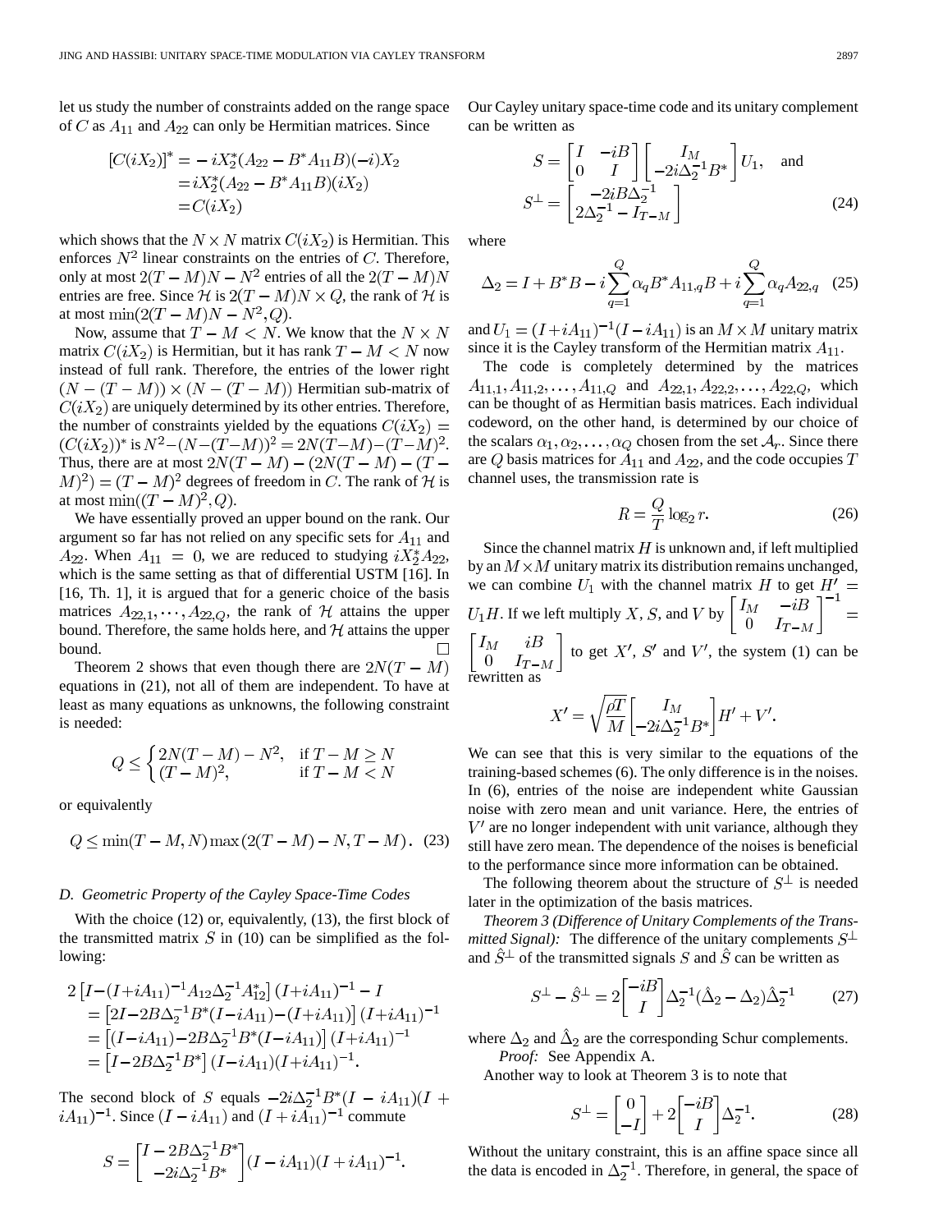let us study the number of constraints added on the range space of $C$ as $A_{11}$ and $A_{22}$ can only be Hermitian matrices. Since

$$\begin{aligned}[C(iX_2)]^* &= -iX_2^*(A_{22} - B^*A_{11}B)(-i)X_2 \\ &= iX_2^*(A_{22} - B^*A_{11}B)(iX_2) \\ &= C(iX_2)\end{aligned}$$

which shows that the $N \times N$ matrix $C(iX_2)$ is Hermitian. This enforces $N^2$ linear constraints on the entries of $C$. Therefore, only at most $2(T-M)N - N^2$ entries of all the $2(T-M)N$ entries are free. Since $\mathcal{H}$ is $2(T-M)N \times Q$, the rank of $\mathcal{H}$ is at most $\min(2(T-M)N - N^2, Q)$.

Now, assume that $T - M < N$. We know that the $N \times N$ matrix $C(iX_2)$ is Hermitian, but it has rank $T - M < N$ now instead of full rank. Therefore, the entries of the lower right $(N-(T-M)) \times (N-(T-M))$ Hermitian sub-matrix of $C(iX_2)$ are uniquely determined by its other entries. Therefore, the number of constraints yielded by the equations $C(iX_2) = (C(iX_2))^*$ is $N^2 - (N-(T-M))^2 = 2N(T-M) - (T-M)^2$. Thus, there are at most $2N(T-M) - (2N(T-M) - (T-M)^2) = (T-M)^2$ degrees of freedom in $C$. The rank of $\mathcal{H}$ is at most $\min((T-M)^2, Q)$.

We have essentially proved an upper bound on the rank. Our argument so far has not relied on any specific sets for $A_{11}$ and $A_{22}$. When $A_{11} = 0$, we are reduced to studying $iX_2^*A_{22}$, which is the same setting as that of differential USTM [16]. In [16, Th. 1], it is argued that for a generic choice of the basis matrices $A_{22,1}, \cdots, A_{22,Q}$, the rank of $\mathcal{H}$ attains the upper bound. Therefore, the same holds here, and $\mathcal{H}$ attains the upper bound. □

Theorem 2 shows that even though there are $2N(T-M)$ equations in (21), not all of them are independent. To have at least as many equations as unknowns, the following constraint is needed:

$$Q \leq \begin{cases} 2N(T-M) - N^2, & \text{if } T - M \geq N \\ (T-M)^2, & \text{if } T - M < N \end{cases}$$

or equivalently

$$Q \leq \min(T-M, N) \max(2(T-M) - N, T-M). \quad (23)$$

### D. Geometric Property of the Cayley Space-Time Codes

With the choice (12) or, equivalently, (13), the first block of the transmitted matrix $S$ in (10) can be simplified as the following:

$$\begin{aligned}&2\left[I-(I+iA_{11})^{-1}A_{12}\Delta_2^{-1}A_{12}^*\right](I+iA_{11})^{-1} - I \\ &= \left[2I - 2B\Delta_2^{-1}B^*(I-iA_{11}) - (I+iA_{11})\right](I+iA_{11})^{-1} \\ &= \left[(I-iA_{11}) - 2B\Delta_2^{-1}B^*(I-iA_{11})\right](I+iA_{11})^{-1} \\ &= \left[I - 2B\Delta_2^{-1}B^*\right](I-iA_{11})(I+iA_{11})^{-1}.\end{aligned}$$

The second block of $S$ equals $-2i\Delta_2^{-1}B^*(I-iA_{11})(I+iA_{11})^{-1}$. Since $(I-iA_{11})$ and $(I+iA_{11})^{-1}$ commute

$$S = \begin{bmatrix} I - 2B\Delta_2^{-1}B^* \\ -2i\Delta_2^{-1}B^* \end{bmatrix}(I-iA_{11})(I+iA_{11})^{-1}.$$

Our Cayley unitary space-time code and its unitary complement can be written as

$$S = \begin{bmatrix} I & -iB \\ 0 & I \end{bmatrix}\begin{bmatrix} I_M \\ -2i\Delta_2^{-1}B^* \end{bmatrix}U_1, \quad \text{and}$$
$$S^\perp = \begin{bmatrix} -2iB\Delta_2^{-1} \\ 2\Delta_2^{-1} - I_{T-M} \end{bmatrix} \quad (24)$$

where

$$\Delta_2 = I + B^*B - i\sum_{q=1}^{Q}\alpha_q B^*A_{11,q}B + i\sum_{q=1}^{Q}\alpha_q A_{22,q} \quad (25)$$

and $U_1 = (I+iA_{11})^{-1}(I-iA_{11})$ is an $M \times M$ unitary matrix since it is the Cayley transform of the Hermitian matrix $A_{11}$.

The code is completely determined by the matrices $A_{11,1}, A_{11,2}, \ldots, A_{11,Q}$ and $A_{22,1}, A_{22,2}, \ldots, A_{22,Q}$, which can be thought of as Hermitian basis matrices. Each individual codeword, on the other hand, is determined by our choice of the scalars $\alpha_1, \alpha_2, \ldots, \alpha_Q$ chosen from the set $\mathcal{A}_r$. Since there are $Q$ basis matrices for $A_{11}$ and $A_{22}$, and the code occupies $T$ channel uses, the transmission rate is

$$R = \frac{Q}{T}\log_2 r. \quad (26)$$

Since the channel matrix $H$ is unknown and, if left multiplied by an $M \times M$ unitary matrix its distribution remains unchanged, we can combine $U_1$ with the channel matrix $H$ to get $H' = U_1 H$. If we left multiply $X$, $S$, and $V$ by $\begin{bmatrix} I_M & -iB \\ 0 & I_{T-M} \end{bmatrix}^{-1} = \begin{bmatrix} I_M & iB \\ 0 & I_{T-M} \end{bmatrix}$ to get $X'$, $S'$ and $V'$, the system (1) can be rewritten as

$$X' = \sqrt{\frac{\rho T}{M}}\begin{bmatrix} I_M \\ -2i\Delta_2^{-1}B^* \end{bmatrix}H' + V'.$$

We can see that this is very similar to the equations of the training-based schemes (6). The only difference is in the noises. In (6), entries of the noise are independent white Gaussian noise with zero mean and unit variance. Here, the entries of $V'$ are no longer independent with unit variance, although they still have zero mean. The dependence of the noises is beneficial to the performance since more information can be obtained.

The following theorem about the structure of $S^\perp$ is needed later in the optimization of the basis matrices.

*Theorem 3 (Difference of Unitary Complements of the Transmitted Signal):* The difference of the unitary complements $S^\perp$ and $\hat{S}^\perp$ of the transmitted signals $S$ and $\hat{S}$ can be written as

$$S^\perp - \hat{S}^\perp = 2\begin{bmatrix} -iB \\ I \end{bmatrix}\Delta_2^{-1}(\hat{\Delta}_2 - \Delta_2)\hat{\Delta}_2^{-1} \quad (27)$$

where $\Delta_2$ and $\hat{\Delta}_2$ are the corresponding Schur complements.

*Proof:* See Appendix A.

Another way to look at Theorem 3 is to note that

$$S^\perp = \begin{bmatrix} 0 \\ -I \end{bmatrix} + 2\begin{bmatrix} -iB \\ I \end{bmatrix}\Delta_2^{-1}. \quad (28)$$

Without the unitary constraint, this is an affine space since all the data is encoded in $\Delta_2^{-1}$. Therefore, in general, the space of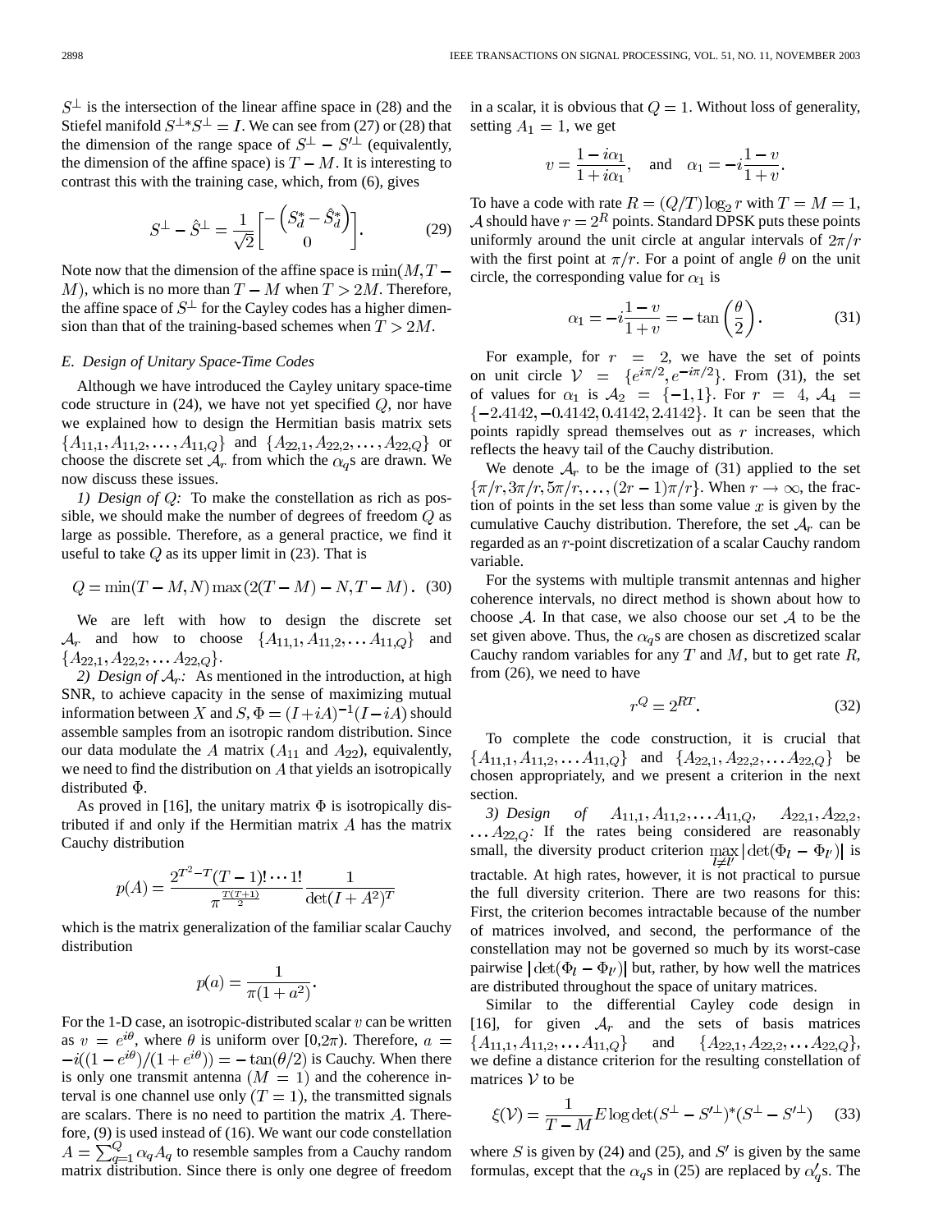$S^{\perp}$ is the intersection of the linear affine space in (28) and the Stiefel manifold $S^{\perp *} S^{\perp} = I$. We can see from (27) or (28) that the dimension of the range space of $S^{\perp} - S'^{\perp}$ (equivalently, the dimension of the affine space) is $T - M$. It is interesting to contrast this with the training case, which, from (6), gives

$$S^{\perp} - \hat{S}^{\perp} = \frac{1}{\sqrt{2}} \begin{bmatrix} -\left(S_d^* - \hat{S}_d^*\right) \\ 0 \end{bmatrix}. \tag{29}$$

Note now that the dimension of the affine space is $\min(M, T - M)$, which is no more than $T - M$ when $T > 2M$. Therefore, the affine space of $S^{\perp}$ for the Cayley codes has a higher dimension than that of the training-based schemes when $T > 2M$.

### *E. Design of Unitary Space-Time Codes*

Although we have introduced the Cayley unitary space-time code structure in (24), we have not yet specified $Q$, nor have we explained how to design the Hermitian basis matrix sets $\{A_{11,1}, A_{11,2}, \ldots, A_{11,Q}\}$ and $\{A_{22,1}, A_{22,2}, \ldots, A_{22,Q}\}$ or choose the discrete set $\mathcal{A}_r$ from which the $\alpha_q$s are drawn. We now discuss these issues.

*1) Design of Q:* To make the constellation as rich as possible, we should make the number of degrees of freedom $Q$ as large as possible. Therefore, as a general practice, we find it useful to take $Q$ as its upper limit in (23). That is

$$Q = \min(T - M, N) \max(2(T - M) - N, T - M). \tag{30}$$

We are left with how to design the discrete set $\mathcal{A}_r$ and how to choose $\{A_{11,1}, A_{11,2}, \ldots A_{11,Q}\}$ and $\{A_{22,1}, A_{22,2}, \ldots A_{22,Q}\}$.

*2) Design of $\mathcal{A}_r$:* As mentioned in the introduction, at high SNR, to achieve capacity in the sense of maximizing mutual information between $X$ and $S$, $\Phi = (I + iA)^{-1}(I - iA)$ should assemble samples from an isotropic random distribution. Since our data modulate the $A$ matrix ($A_{11}$ and $A_{22}$), equivalently, we need to find the distribution on $A$ that yields an isotropically distributed $\Phi$.

As proved in [16], the unitary matrix $\Phi$ is isotropically distributed if and only if the Hermitian matrix $A$ has the matrix Cauchy distribution

$$p(A) = \frac{2^{T^2 - T}(T-1)! \cdots 1!}{\pi^{\frac{T(T+1)}{2}}} \frac{1}{\det(I + A^2)^T}$$

which is the matrix generalization of the familiar scalar Cauchy distribution

$$p(a) = \frac{1}{\pi(1 + a^2)}.$$

For the 1-D case, an isotropic-distributed scalar $v$ can be written as $v = e^{i\theta}$, where $\theta$ is uniform over [0,2$\pi$). Therefore, $a = -i((1 - e^{i\theta})/(1 + e^{i\theta})) = -\tan(\theta/2)$ is Cauchy. When there is only one transmit antenna ($M = 1$) and the coherence interval is one channel use only ($T = 1$), the transmitted signals are scalars. There is no need to partition the matrix $A$. Therefore, (9) is used instead of (16). We want our code constellation $A = \sum_{q=1}^{Q} \alpha_q A_q$ to resemble samples from a Cauchy random matrix distribution. Since there is only one degree of freedom in a scalar, it is obvious that $Q = 1$. Without loss of generality, setting $A_1 = 1$, we get

$$v = \frac{1 - i\alpha_1}{1 + i\alpha_1}, \quad \text{and} \quad \alpha_1 = -i\frac{1 - v}{1 + v}.$$

To have a code with rate $R = (Q/T)\log_2 r$ with $T = M = 1$, $\mathcal{A}$ should have $r = 2^R$ points. Standard DPSK puts these points uniformly around the unit circle at angular intervals of $2\pi/r$ with the first point at $\pi/r$. For a point of angle $\theta$ on the unit circle, the corresponding value for $\alpha_1$ is

$$\alpha_1 = -i\frac{1 - v}{1 + v} = -\tan\left(\frac{\theta}{2}\right). \tag{31}$$

For example, for $r = 2$, we have the set of points on unit circle $\mathcal{V} = \{e^{i\pi/2}, e^{-i\pi/2}\}$. From (31), the set of values for $\alpha_1$ is $\mathcal{A}_2 = \{-1, 1\}$. For $r = 4$, $\mathcal{A}_4 = \{-2.4142, -0.4142, 0.4142, 2.4142\}$. It can be seen that the points rapidly spread themselves out as $r$ increases, which reflects the heavy tail of the Cauchy distribution.

We denote $\mathcal{A}_r$ to be the image of (31) applied to the set $\{\pi/r, 3\pi/r, 5\pi/r, \ldots, (2r - 1)\pi/r\}$. When $r \to \infty$, the fraction of points in the set less than some value $x$ is given by the cumulative Cauchy distribution. Therefore, the set $\mathcal{A}_r$ can be regarded as an $r$-point discretization of a scalar Cauchy random variable.

For the systems with multiple transmit antennas and higher coherence intervals, no direct method is shown about how to choose $\mathcal{A}$. In that case, we also choose our set $\mathcal{A}$ to be the set given above. Thus, the $\alpha_q$s are chosen as discretized scalar Cauchy random variables for any $T$ and $M$, but to get rate $R$, from (26), we need to have

$$r^Q = 2^{RT}. \tag{32}$$

To complete the code construction, it is crucial that $\{A_{11,1}, A_{11,2}, \ldots A_{11,Q}\}$ and $\{A_{22,1}, A_{22,2}, \ldots A_{22,Q}\}$ be chosen appropriately, and we present a criterion in the next section.

*3) Design of $A_{11,1}, A_{11,2}, \ldots A_{11,Q}$, $A_{22,1}, A_{22,2}, \ldots A_{22,Q}$:* If the rates being considered are reasonably small, the diversity product criterion $\max_{l \neq l'} |\det(\Phi_l - \Phi_{l'})|$ is tractable. At high rates, however, it is not practical to pursue the full diversity criterion. There are two reasons for this: First, the criterion becomes intractable because of the number of matrices involved, and second, the performance of the constellation may not be governed so much by its worst-case pairwise $|\det(\Phi_l - \Phi_{l'})|$ but, rather, by how well the matrices are distributed throughout the space of unitary matrices.

Similar to the differential Cayley code design in [16], for given $\mathcal{A}_r$ and the sets of basis matrices $\{A_{11,1}, A_{11,2}, \ldots A_{11,Q}\}$ and $\{A_{22,1}, A_{22,2}, \ldots A_{22,Q}\}$, we define a distance criterion for the resulting constellation of matrices $\mathcal{V}$ to be

$$\xi(\mathcal{V}) = \frac{1}{T - M} E \log\det(S^{\perp} - S'^{\perp})^*(S^{\perp} - S'^{\perp}) \tag{33}$$

where $S$ is given by (24) and (25), and $S'$ is given by the same formulas, except that the $\alpha_q$s in (25) are replaced by $\alpha'_q$s. The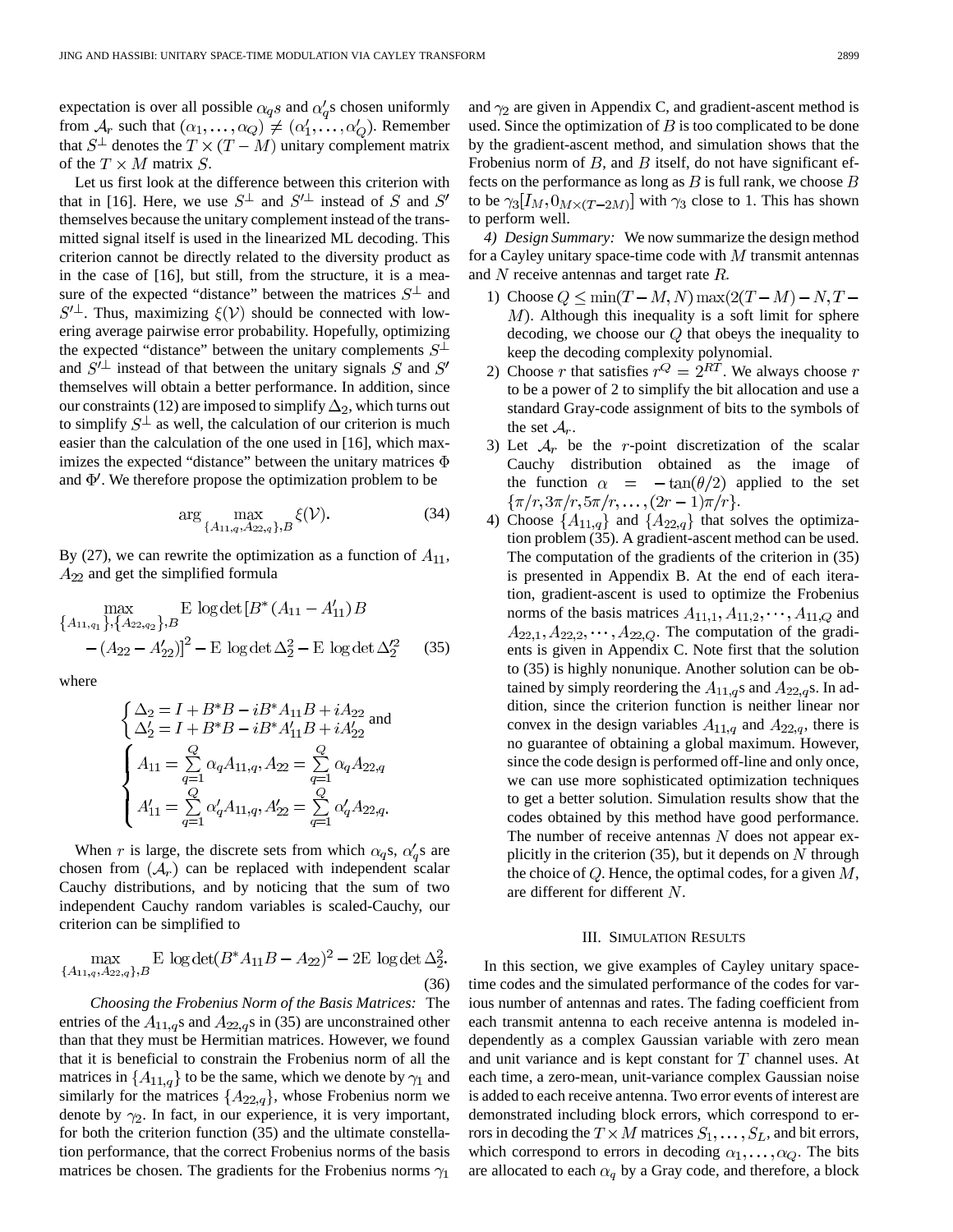expectation is over all possible $\alpha_q$s and $\alpha'_q$s chosen uniformly from $\mathcal{A}_r$ such that $(\alpha_1, \ldots, \alpha_Q) \neq (\alpha'_1, \ldots, \alpha'_Q)$. Remember that $S^{\perp}$ denotes the $T \times (T-M)$ unitary complement matrix of the $T \times M$ matrix $S$.

Let us first look at the difference between this criterion with that in [16]. Here, we use $S^{\perp}$ and $S'^{\perp}$ instead of $S$ and $S'$ themselves because the unitary complement instead of the transmitted signal itself is used in the linearized ML decoding. This criterion cannot be directly related to the diversity product as in the case of [16], but still, from the structure, it is a measure of the expected "distance" between the matrices $S^{\perp}$ and $S'^{\perp}$. Thus, maximizing $\xi(\mathcal{V})$ should be connected with lowering average pairwise error probability. Hopefully, optimizing the expected "distance" between the unitary complements $S^{\perp}$ and $S'^{\perp}$ instead of that between the unitary signals $S$ and $S'$ themselves will obtain a better performance. In addition, since our constraints (12) are imposed to simplify $\Delta_2$, which turns out to simplify $S^{\perp}$ as well, the calculation of our criterion is much easier than the calculation of the one used in [16], which maximizes the expected "distance" between the unitary matrices $\Phi$ and $\Phi'$. We therefore propose the optimization problem to be

$$\arg \max_{\{A_{11,q}, A_{22,q}\}, B} \xi(\mathcal{V}). \tag{34}$$

By (27), we can rewrite the optimization as a function of $A_{11}$, $A_{22}$ and get the simplified formula

$$\max_{\{A_{11,q_1}\}, \{A_{22,q_2}\}, B} \mathrm{E} \log\det\left[B^*(A_{11} - A'_{11})B - (A_{22} - A'_{22})\right]^2 - \mathrm{E} \log\det \Delta_2^2 - \mathrm{E} \log\det \Delta_2'^2 \tag{35}$$

where

$$\begin{cases} \Delta_2 = I + B^*B - iB^*A_{11}B + iA_{22} \\ \Delta'_2 = I + B^*B - iB^*A'_{11}B + iA'_{22} \end{cases} \text{and}$$

$$\begin{cases} A_{11} = \sum_{q=1}^{Q} \alpha_q A_{11,q}, A_{22} = \sum_{q=1}^{Q} \alpha_q A_{22,q} \\ A'_{11} = \sum_{q=1}^{Q} \alpha'_q A_{11,q}, A'_{22} = \sum_{q=1}^{Q} \alpha'_q A_{22,q}. \end{cases}$$

When $r$ is large, the discrete sets from which $\alpha_q$s, $\alpha'_q$s are chosen from $(\mathcal{A}_r)$ can be replaced with independent scalar Cauchy distributions, and by noticing that the sum of two independent Cauchy random variables is scaled-Cauchy, our criterion can be simplified to

$$\max_{\{A_{11,q}, A_{22,q}\}, B} \mathrm{E} \log\det(B^*A_{11}B - A_{22})^2 - 2\mathrm{E} \log\det \Delta_2^2. \tag{36}$$

*Choosing the Frobenius Norm of the Basis Matrices:* The entries of the $A_{11,q}$s and $A_{22,q}$s in (35) are unconstrained other than that they must be Hermitian matrices. However, we found that it is beneficial to constrain the Frobenius norm of all the matrices in $\{A_{11,q}\}$ to be the same, which we denote by $\gamma_1$ and similarly for the matrices $\{A_{22,q}\}$, whose Frobenius norm we denote by $\gamma_2$. In fact, in our experience, it is very important, for both the criterion function (35) and the ultimate constellation performance, that the correct Frobenius norms of the basis matrices be chosen. The gradients for the Frobenius norms $\gamma_1$ and $\gamma_2$ are given in Appendix C, and gradient-ascent method is used. Since the optimization of $B$ is too complicated to be done by the gradient-ascent method, and simulation shows that the Frobenius norm of $B$, and $B$ itself, do not have significant effects on the performance as long as $B$ is full rank, we choose $B$ to be $\gamma_3[I_M, 0_{M\times(T-2M)}]$ with $\gamma_3$ close to 1. This has shown to perform well.

*4) Design Summary:* We now summarize the design method for a Cayley unitary space-time code with $M$ transmit antennas and $N$ receive antennas and target rate $R$.

1) Choose $Q \leq \min(T-M, N)\max(2(T-M)-N, T-M)$. Although this inequality is a soft limit for sphere decoding, we choose our $Q$ that obeys the inequality to keep the decoding complexity polynomial.
2) Choose $r$ that satisfies $r^Q = 2^{RT}$. We always choose $r$ to be a power of 2 to simplify the bit allocation and use a standard Gray-code assignment of bits to the symbols of the set $\mathcal{A}_r$.
3) Let $\mathcal{A}_r$ be the $r$-point discretization of the scalar Cauchy distribution obtained as the image of the function $\alpha = -\tan(\theta/2)$ applied to the set $\{\pi/r, 3\pi/r, 5\pi/r, \ldots, (2r-1)\pi/r\}$.
4) Choose $\{A_{11,q}\}$ and $\{A_{22,q}\}$ that solves the optimization problem (35). A gradient-ascent method can be used. The computation of the gradients of the criterion in (35) is presented in Appendix B. At the end of each iteration, gradient-ascent is used to optimize the Frobenius norms of the basis matrices $A_{11,1}, A_{11,2}, \cdots, A_{11,Q}$ and $A_{22,1}, A_{22,2}, \cdots, A_{22,Q}$. The computation of the gradients is given in Appendix C. Note first that the solution to (35) is highly nonunique. Another solution can be obtained by simply reordering the $A_{11,q}$s and $A_{22,q}$s. In addition, since the criterion function is neither linear nor convex in the design variables $A_{11,q}$ and $A_{22,q}$, there is no guarantee of obtaining a global maximum. However, since the code design is performed off-line and only once, we can use more sophisticated optimization techniques to get a better solution. Simulation results show that the codes obtained by this method have good performance. The number of receive antennas $N$ does not appear explicitly in the criterion (35), but it depends on $N$ through the choice of $Q$. Hence, the optimal codes, for a given $M$, are different for different $N$.

## III. Simulation Results

In this section, we give examples of Cayley unitary space-time codes and the simulated performance of the codes for various number of antennas and rates. The fading coefficient from each transmit antenna to each receive antenna is modeled independently as a complex Gaussian variable with zero mean and unit variance and is kept constant for $T$ channel uses. At each time, a zero-mean, unit-variance complex Gaussian noise is added to each receive antenna. Two error events of interest are demonstrated including block errors, which correspond to errors in decoding the $T \times M$ matrices $S_1, \ldots, S_L$, and bit errors, which correspond to errors in decoding $\alpha_1, \ldots, \alpha_Q$. The bits are allocated to each $\alpha_q$ by a Gray code, and therefore, a block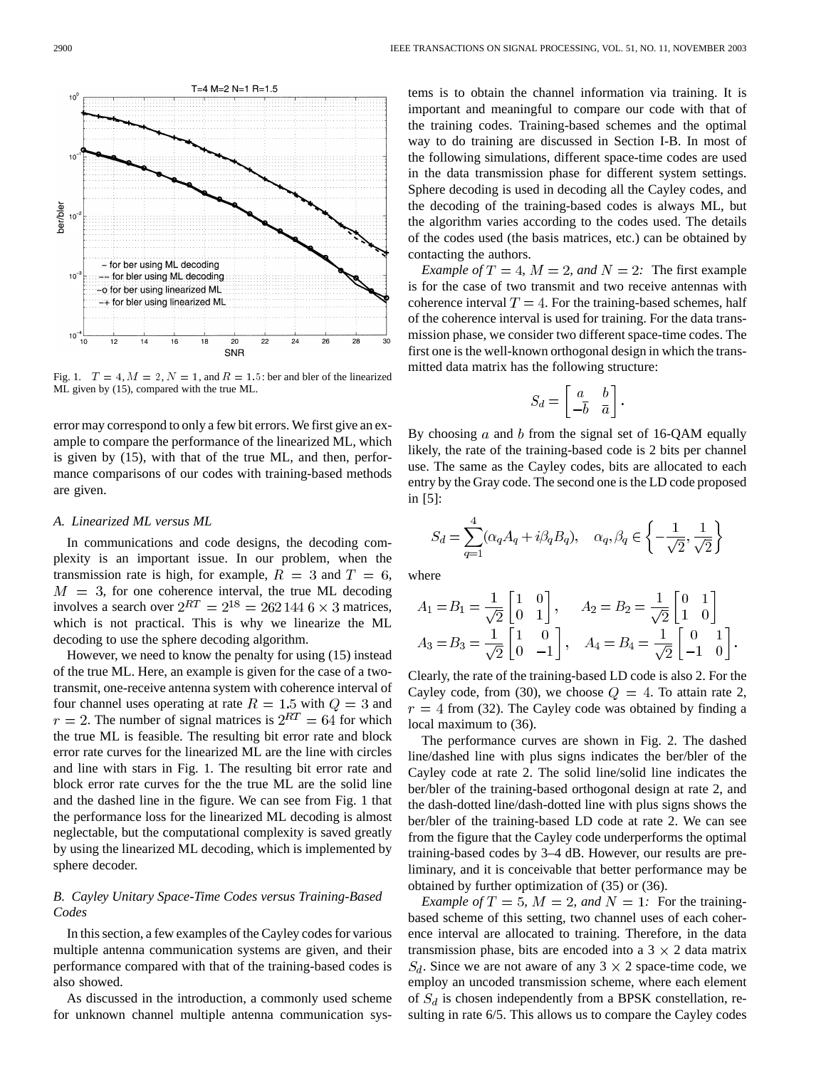Fig. 1. $T = 4, M = 2, N = 1$, and $R = 1.5$: ber and bler of the linearized ML given by (15), compared with the true ML.

error may correspond to only a few bit errors. We first give an example to compare the performance of the linearized ML, which is given by (15), with that of the true ML, and then, performance comparisons of our codes with training-based methods are given.

### A. Linearized ML versus ML

In communications and code designs, the decoding complexity is an important issue. In our problem, when the transmission rate is high, for example, $R = 3$ and $T = 6$, $M = 3$, for one coherence interval, the true ML decoding involves a search over $2^{RT} = 2^{18} = 262\,144$ $6 \times 3$ matrices, which is not practical. This is why we linearize the ML decoding to use the sphere decoding algorithm.

However, we need to know the penalty for using (15) instead of the true ML. Here, an example is given for the case of a two-transmit, one-receive antenna system with coherence interval of four channel uses operating at rate $R = 1.5$ with $Q = 3$ and $r = 2$. The number of signal matrices is $2^{RT} = 64$ for which the true ML is feasible. The resulting bit error rate and block error rate curves for the linearized ML are the line with circles and line with stars in Fig. 1. The resulting bit error rate and block error rate curves for the the true ML are the solid line and the dashed line in the figure. We can see from Fig. 1 that the performance loss for the linearized ML decoding is almost neglectable, but the computational complexity is saved greatly by using the linearized ML decoding, which is implemented by sphere decoder.

### B. Cayley Unitary Space-Time Codes versus Training-Based Codes

In this section, a few examples of the Cayley codes for various multiple antenna communication systems are given, and their performance compared with that of the training-based codes is also showed.

As discussed in the introduction, a commonly used scheme for unknown channel multiple antenna communication systems is to obtain the channel information via training. It is important and meaningful to compare our code with that of the training codes. Training-based schemes and the optimal way to do training are discussed in Section I-B. In most of the following simulations, different space-time codes are used in the data transmission phase for different system settings. Sphere decoding is used in decoding all the Cayley codes, and the decoding of the training-based codes is always ML, but the algorithm varies according to the codes used. The details of the codes used (the basis matrices, etc.) can be obtained by contacting the authors.

*Example of $T = 4$, $M = 2$, and $N = 2$:* The first example is for the case of two transmit and two receive antennas with coherence interval $T = 4$. For the training-based schemes, half of the coherence interval is used for training. For the data transmission phase, we consider two different space-time codes. The first one is the well-known orthogonal design in which the transmitted data matrix has the following structure:

$$S_d = \begin{bmatrix} a & b \\ -\bar{b} & \bar{a} \end{bmatrix}.$$

By choosing $a$ and $b$ from the signal set of 16-QAM equally likely, the rate of the training-based code is 2 bits per channel use. The same as the Cayley codes, bits are allocated to each entry by the Gray code. The second one is the LD code proposed in [5]:

$$S_d = \sum_{q=1}^{4} (\alpha_q A_q + i\beta_q B_q), \quad \alpha_q, \beta_q \in \left\{ -\frac{1}{\sqrt{2}}, \frac{1}{\sqrt{2}} \right\}$$

where

$$A_1 = B_1 = \frac{1}{\sqrt{2}} \begin{bmatrix} 1 & 0 \\ 0 & 1 \end{bmatrix}, \quad A_2 = B_2 = \frac{1}{\sqrt{2}} \begin{bmatrix} 0 & 1 \\ 1 & 0 \end{bmatrix}$$
$$A_3 = B_3 = \frac{1}{\sqrt{2}} \begin{bmatrix} 1 & 0 \\ 0 & -1 \end{bmatrix}, \quad A_4 = B_4 = \frac{1}{\sqrt{2}} \begin{bmatrix} 0 & 1 \\ -1 & 0 \end{bmatrix}.$$

Clearly, the rate of the training-based LD code is also 2. For the Cayley code, from (30), we choose $Q = 4$. To attain rate 2, $r = 4$ from (32). The Cayley code was obtained by finding a local maximum to (36).

The performance curves are shown in Fig. 2. The dashed line/dashed line with plus signs indicates the ber/bler of the Cayley code at rate 2. The solid line/solid line indicates the ber/bler of the training-based orthogonal design at rate 2, and the dash-dotted line/dash-dotted line with plus signs shows the ber/bler of the training-based LD code at rate 2. We can see from the figure that the Cayley code underperforms the optimal training-based codes by 3–4 dB. However, our results are preliminary, and it is conceivable that better performance may be obtained by further optimization of (35) or (36).

*Example of $T = 5$, $M = 2$, and $N = 1$:* For the training-based scheme of this setting, two channel uses of each coherence interval are allocated to training. Therefore, in the data transmission phase, bits are encoded into a $3 \times 2$ data matrix $S_d$. Since we are not aware of any $3 \times 2$ space-time code, we employ an uncoded transmission scheme, where each element of $S_d$ is chosen independently from a BPSK constellation, resulting in rate 6/5. This allows us to compare the Cayley codes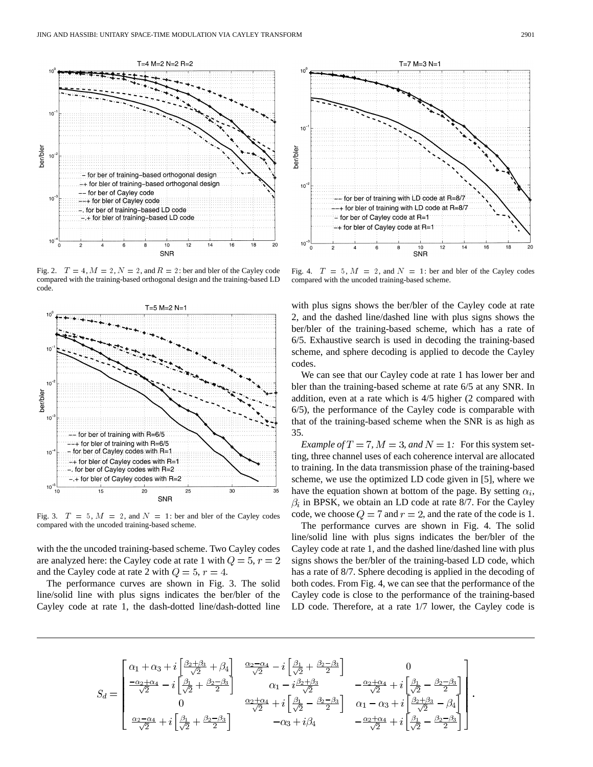Fig. 2. $T = 4, M = 2, N = 2$, and $R = 2$: ber and bler of the Cayley code compared with the training-based orthogonal design and the training-based LD code.

Fig. 3. $T = 5, M = 2$, and $N = 1$: ber and bler of the Cayley codes compared with the uncoded training-based scheme.

with the the uncoded training-based scheme. Two Cayley codes are analyzed here: the Cayley code at rate 1 with $Q = 5, r = 2$ and the Cayley code at rate 2 with $Q = 5, r = 4$.

The performance curves are shown in Fig. 3. The solid line/solid line with plus signs indicates the ber/bler of the Cayley code at rate 1, the dash-dotted line/dash-dotted line with plus signs shows the ber/bler of the Cayley code at rate 2, and the dashed line/dashed line with plus signs shows the ber/bler of the training-based scheme, which has a rate of 6/5. Exhaustive search is used in decoding the training-based scheme, and sphere decoding is applied to decode the Cayley codes.

Fig. 4. $T = 5, M = 2$, and $N = 1$: ber and bler of the Cayley codes compared with the uncoded training-based scheme.

We can see that our Cayley code at rate 1 has lower ber and bler than the training-based scheme at rate 6/5 at any SNR. In addition, even at a rate which is 4/5 higher (2 compared with 6/5), the performance of the Cayley code is comparable with that of the training-based scheme when the SNR is as high as 35.

*Example of $T = 7, M = 3$, and $N = 1$:* For this system setting, three channel uses of each coherence interval are allocated to training. In the data transmission phase of the training-based scheme, we use the optimized LD code given in [5], where we have the equation shown at bottom of the page. By setting $\alpha_i$, $\beta_i$ in BPSK, we obtain an LD code at rate 8/7. For the Cayley code, we choose $Q = 7$ and $r = 2$, and the rate of the code is 1.

The performance curves are shown in Fig. 4. The solid line/solid line with plus signs indicates the ber/bler of the Cayley code at rate 1, and the dashed line/dashed line with plus signs shows the ber/bler of the training-based LD code, which has a rate of 8/7. Sphere decoding is applied in the decoding of both codes. From Fig. 4, we can see that the performance of the Cayley code is close to the performance of the training-based LD code. Therefore, at a rate 1/7 lower, the Cayley code is

$$
S_d = \begin{bmatrix}
\alpha_1 + \alpha_3 + i\left[\frac{\beta_2+\beta_3}{\sqrt{2}} + \beta_4\right] & \frac{\alpha_2-\alpha_4}{\sqrt{2}} - i\left[\frac{\beta_1}{\sqrt{2}} + \frac{\beta_2-\beta_3}{2}\right] & 0 \\
\frac{-\alpha_2+\alpha_4}{\sqrt{2}} - i\left[\frac{\beta_1}{\sqrt{2}} + \frac{\beta_2-\beta_3}{2}\right] & \alpha_1 - i\frac{\beta_2+\beta_3}{\sqrt{2}} & -\frac{\alpha_2+\alpha_4}{\sqrt{2}} + i\left[\frac{\beta_1}{\sqrt{2}} - \frac{\beta_2-\beta_3}{2}\right] \\
0 & \frac{\alpha_2+\alpha_4}{\sqrt{2}} + i\left[\frac{\beta_1}{\sqrt{2}} - \frac{\beta_2-\beta_3}{2}\right] & \alpha_1 - \alpha_3 + i\left[\frac{\beta_2+\beta_3}{\sqrt{2}} - \beta_4\right] \\
\frac{\alpha_2-\alpha_4}{\sqrt{2}} + i\left[\frac{\beta_1}{\sqrt{2}} + \frac{\beta_2-\beta_3}{2}\right] & -\alpha_3 + i\beta_4 & -\frac{\alpha_2+\alpha_4}{\sqrt{2}} + i\left[\frac{\beta_1}{\sqrt{2}} - \frac{\beta_2-\beta_3}{2}\right]
\end{bmatrix}.
$$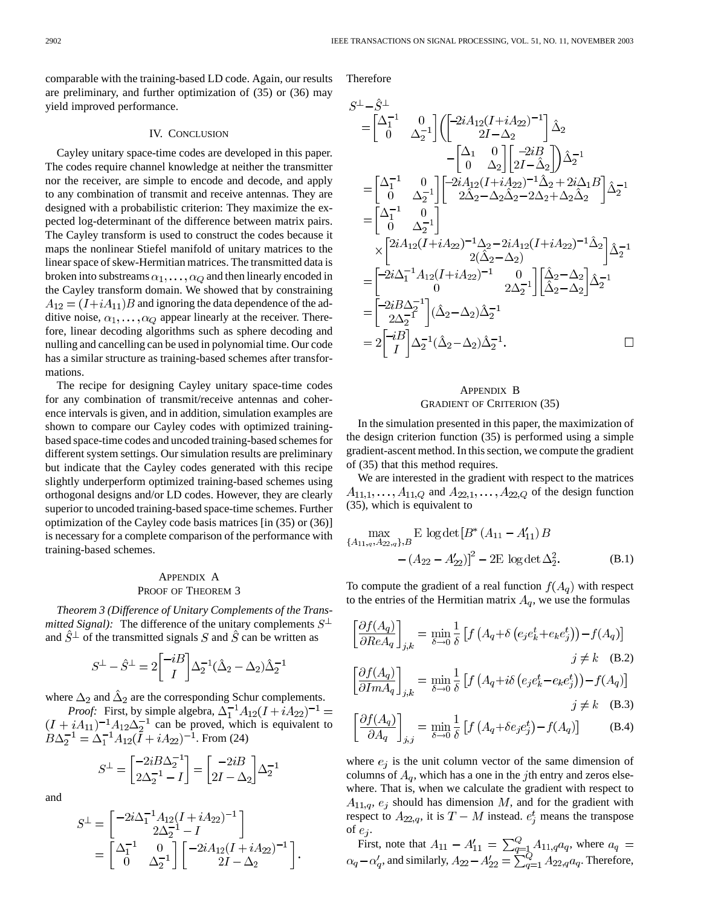comparable with the training-based LD code. Again, our results are preliminary, and further optimization of (35) or (36) may yield improved performance.

## IV. Conclusion

Cayley unitary space-time codes are developed in this paper. The codes require channel knowledge at neither the transmitter nor the receiver, are simple to encode and decode, and apply to any combination of transmit and receive antennas. They are designed with a probabilistic criterion: They maximize the expected log-determinant of the difference between matrix pairs. The Cayley transform is used to construct the codes because it maps the nonlinear Stiefel manifold of unitary matrices to the linear space of skew-Hermitian matrices. The transmitted data is broken into substreams $\alpha_1, \ldots, \alpha_Q$ and then linearly encoded in the Cayley transform domain. We showed that by constraining $A_{12} = (I + iA_{11})B$ and ignoring the data dependence of the additive noise, $\alpha_1, \ldots, \alpha_Q$ appear linearly at the receiver. Therefore, linear decoding algorithms such as sphere decoding and nulling and cancelling can be used in polynomial time. Our code has a similar structure as training-based schemes after transformations.

The recipe for designing Cayley unitary space-time codes for any combination of transmit/receive antennas and coherence intervals is given, and in addition, simulation examples are shown to compare our Cayley codes with optimized training-based space-time codes and uncoded training-based schemes for different system settings. Our simulation results are preliminary but indicate that the Cayley codes generated with this recipe slightly underperform optimized training-based schemes using orthogonal designs and/or LD codes. However, they are clearly superior to uncoded training-based space-time schemes. Further optimization of the Cayley code basis matrices [in (35) or (36)] is necessary for a complete comparison of the performance with training-based schemes.

## Appendix A
## Proof of Theorem 3

*Theorem 3 (Difference of Unitary Complements of the Transmitted Signal):* The difference of the unitary complements $S^\perp$ and $\hat{S}^\perp$ of the transmitted signals $S$ and $\hat{S}$ can be written as

$$S^\perp - \hat{S}^\perp = 2\begin{bmatrix} -iB \\ I \end{bmatrix} \Delta_2^{-1}(\hat{\Delta}_2 - \Delta_2)\hat{\Delta}_2^{-1}$$

where $\Delta_2$ and $\hat{\Delta}_2$ are the corresponding Schur complements.

*Proof:* First, by simple algebra, $\Delta_1^{-1}A_{12}(I+iA_{22})^{-1} = (I+iA_{11})^{-1}A_{12}\Delta_2^{-1}$ can be proved, which is equivalent to $B\Delta_2^{-1} = \Delta_1^{-1}A_{12}(I+iA_{22})^{-1}$. From (24)

$$S^\perp = \begin{bmatrix} -2iB\Delta_2^{-1} \\ 2\Delta_2^{-1} - I \end{bmatrix} = \begin{bmatrix} -2iB \\ 2I - \Delta_2 \end{bmatrix} \Delta_2^{-1}$$

and

$$S^\perp = \begin{bmatrix} -2i\Delta_1^{-1}A_{12}(I+iA_{22})^{-1} \\ 2\Delta_2^{-1} - I \end{bmatrix} = \begin{bmatrix} \Delta_1^{-1} & 0 \\ 0 & \Delta_2^{-1} \end{bmatrix} \begin{bmatrix} -2iA_{12}(I+iA_{22})^{-1} \\ 2I - \Delta_2 \end{bmatrix}.$$

Therefore

$$\begin{aligned}
S^\perp - \hat{S}^\perp &= \begin{bmatrix} \Delta_1^{-1} & 0 \\ 0 & \Delta_2^{-1} \end{bmatrix} \left( \begin{bmatrix} -2iA_{12}(I+iA_{22})^{-1} \\ 2I - \Delta_2 \end{bmatrix} \hat{\Delta}_2 - \begin{bmatrix} \Delta_1 & 0 \\ 0 & \Delta_2 \end{bmatrix} \begin{bmatrix} -2iB \\ 2I - \hat{\Delta}_2 \end{bmatrix} \right) \hat{\Delta}_2^{-1} \\
&= \begin{bmatrix} \Delta_1^{-1} & 0 \\ 0 & \Delta_2^{-1} \end{bmatrix} \begin{bmatrix} -2iA_{12}(I+iA_{22})^{-1}\hat{\Delta}_2 + 2i\Delta_1 B \\ 2\hat{\Delta}_2 - \Delta_2\hat{\Delta}_2 - 2\Delta_2 + \Delta_2\hat{\Delta}_2 \end{bmatrix} \hat{\Delta}_2^{-1} \\
&= \begin{bmatrix} \Delta_1^{-1} & 0 \\ 0 & \Delta_2^{-1} \end{bmatrix} \\
&\quad \times \begin{bmatrix} 2iA_{12}(I+iA_{22})^{-1}\Delta_2 - 2iA_{12}(I+iA_{22})^{-1}\hat{\Delta}_2 \\ 2(\hat{\Delta}_2 - \Delta_2) \end{bmatrix} \hat{\Delta}_2^{-1} \\
&= \begin{bmatrix} -2i\Delta_1^{-1}A_{12}(I+iA_{22})^{-1} & 0 \\ 0 & 2\Delta_2^{-1} \end{bmatrix} \begin{bmatrix} \hat{\Delta}_2 - \Delta_2 \\ \hat{\Delta}_2 - \Delta_2 \end{bmatrix} \hat{\Delta}_2^{-1} \\
&= \begin{bmatrix} -2iB\Delta_2^{-1} \\ 2\Delta_2^{-1} \end{bmatrix} (\hat{\Delta}_2 - \Delta_2)\hat{\Delta}_2^{-1} \\
&= 2\begin{bmatrix} -iB \\ I \end{bmatrix} \Delta_2^{-1}(\hat{\Delta}_2 - \Delta_2)\hat{\Delta}_2^{-1}.
\end{aligned}$$

□

## Appendix B
## Gradient of Criterion (35)

In the simulation presented in this paper, the maximization of the design criterion function (35) is performed using a simple gradient-ascent method. In this section, we compute the gradient of (35) that this method requires.

We are interested in the gradient with respect to the matrices $A_{11,1}, \ldots, A_{11,Q}$ and $A_{22,1}, \ldots, A_{22,Q}$ of the design function (35), which is equivalent to

$$\max_{\{A_{11,q}, A_{22,q}\}, B} \mathrm{E} \log\det [B^* (A_{11} - A'_{11}) B - (A_{22} - A'_{22})]^2 - 2\mathrm{E} \log\det \Delta_2^2. \tag{B.1}$$

To compute the gradient of a real function $f(A_q)$ with respect to the entries of the Hermitian matrix $A_q$, we use the formulas

$$\left[\frac{\partial f(A_q)}{\partial ReA_q}\right]_{j,k} = \min_{\delta\to 0} \frac{1}{\delta}\left[f\left(A_q + \delta\left(e_j e_k^t + e_k e_j^t\right)\right) - f(A_q)\right] \quad j \neq k \tag{B.2}$$

$$\left[\frac{\partial f(A_q)}{\partial ImA_q}\right]_{j,k} = \min_{\delta\to 0} \frac{1}{\delta}\left[f\left(A_q + i\delta\left(e_j e_k^t - e_k e_j^t\right)\right) - f(A_q)\right] \quad j \neq k \tag{B.3}$$

$$\left[\frac{\partial f(A_q)}{\partial A_q}\right]_{j,j} = \min_{\delta\to 0} \frac{1}{\delta}\left[f\left(A_q + \delta e_j e_j^t\right) - f(A_q)\right] \tag{B.4}$$

where $e_j$ is the unit column vector of the same dimension of columns of $A_q$, which has a one in the $j$th entry and zeros elsewhere. That is, when we calculate the gradient with respect to $A_{11,q}$, $e_j$ should has dimension $M$, and for the gradient with respect to $A_{22,q}$, it is $T-M$ instead. $e_j^t$ means the transpose of $e_j$.

First, note that $A_{11} - A'_{11} = \sum_{q=1}^{Q} A_{11,q} a_q$, where $a_q = \alpha_q - \alpha'_q$, and similarly, $A_{22} - A'_{22} = \sum_{q=1}^{Q} A_{22,q} a_q$. Therefore,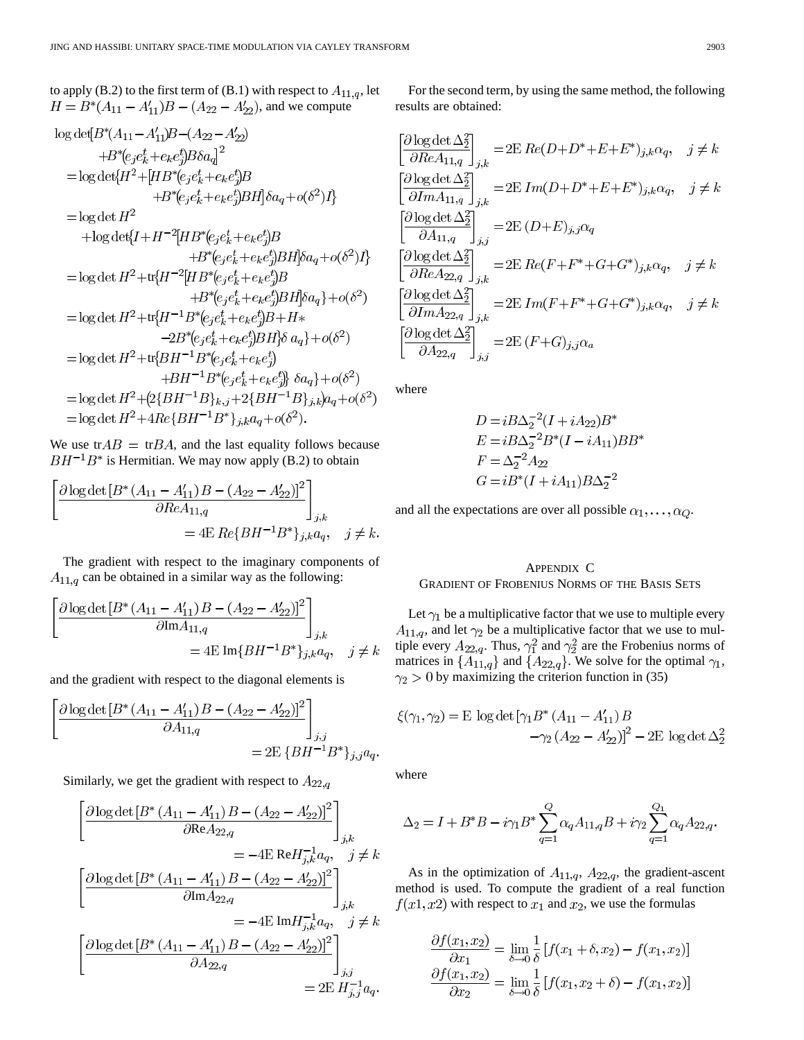to apply (B.2) to the first term of (B.1) with respect to $A_{11,q}$, let $H = B^*(A_{11} - A'_{11})B - (A_{22} - A'_{22})$, and we compute

$$
\begin{aligned}
\log\det&[B^*(A_{11}-A'_{11})B-(A_{22}-A'_{22})\\
&\quad+B^*(e_je_k^t+e_ke_j^t)B\delta a_q]^2\\
&=\log\det\{H^2+[HB^*(e_je_k^t+e_ke_j^t)B\\
&\qquad+B^*(e_je_k^t+e_ke_j^t)BH]\delta a_q+o(\delta^2)I\}\\
&=\log\det H^2\\
&\quad+\log\det\{I+H^{-2}[HB^*(e_je_k^t+e_ke_j^t)B\\
&\qquad+B^*(e_je_k^t+e_ke_j^t)BH]\delta a_q+o(\delta^2)I\}\\
&=\log\det H^2+\mathrm{tr}\{H^{-2}[HB^*(e_je_k^t+e_ke_j^t)B\\
&\qquad+B^*(e_je_k^t+e_ke_j^t)BH]\delta a_q\}+o(\delta^2)\\
&=\log\det H^2+\mathrm{tr}\{H^{-1}B^*(e_je_k^t+e_ke_j^t)B+H*\\
&\qquad-2B^*(e_je_k^t+e_ke_j^t)BH\}\delta\, a_q\}+o(\delta^2)\\
&=\log\det H^2+\mathrm{tr}\{BH^{-1}B^*(e_je_k^t+e_ke_j^t)\\
&\qquad+BH^{-1}B^*(e_je_k^t+e_ke_j^t)\}\ \delta a_q\}+o(\delta^2)\\
&=\log\det H^2+(2\{BH^{-1}B\}_{k,j}+2\{BH^{-1}B\}_{j,k})a_q+o(\delta^2)\\
&=\log\det H^2+4Re\{BH^{-1}B^*\}_{j,k}a_q+o(\delta^2).
\end{aligned}
$$

We use $\mathrm{tr}AB = \mathrm{tr}BA$, and the last equality follows because $BH^{-1}B^*$ is Hermitian. We may now apply (B.2) to obtain

$$
\left[\frac{\partial \log\det\left[B^*\left(A_{11}-A'_{11}\right)B-\left(A_{22}-A'_{22}\right)\right]^2}{\partial ReA_{11,q}}\right]_{j,k} = 4\mathrm{E}\ Re\{BH^{-1}B^*\}_{j,k}a_q, \quad j\neq k.
$$

The gradient with respect to the imaginary components of $A_{11,q}$ can be obtained in a similar way as the following:

$$
\left[\frac{\partial \log\det\left[B^*\left(A_{11}-A'_{11}\right)B-\left(A_{22}-A'_{22}\right)\right]^2}{\partial \mathrm{Im}A_{11,q}}\right]_{j,k} = 4\mathrm{E}\ \mathrm{Im}\{BH^{-1}B^*\}_{j,k}a_q, \quad j\neq k
$$

and the gradient with respect to the diagonal elements is

$$
\left[\frac{\partial \log\det\left[B^*\left(A_{11}-A'_{11}\right)B-\left(A_{22}-A'_{22}\right)\right]^2}{\partial A_{11,q}}\right]_{j,j} = 2\mathrm{E}\ \{BH^{-1}B^*\}_{j,j}a_q.
$$

Similarly, we get the gradient with respect to $A_{22,q}$

$$
\left[\frac{\partial \log\det\left[B^*\left(A_{11}-A'_{11}\right)B-\left(A_{22}-A'_{22}\right)\right]^2}{\partial \mathrm{Re}A_{22,q}}\right]_{j,k} = -4\mathrm{E}\ \mathrm{Re}H^{-1}_{j,k}a_q, \quad j\neq k
$$

$$
\left[\frac{\partial \log\det\left[B^*\left(A_{11}-A'_{11}\right)B-\left(A_{22}-A'_{22}\right)\right]^2}{\partial \mathrm{Im}A_{22,q}}\right]_{j,k} = -4\mathrm{E}\ \mathrm{Im}H^{-1}_{j,k}a_q, \quad j\neq k
$$

$$
\left[\frac{\partial \log\det\left[B^*\left(A_{11}-A'_{11}\right)B-\left(A_{22}-A'_{22}\right)\right]^2}{\partial A_{22,q}}\right]_{j,j} = 2\mathrm{E}\ H^{-1}_{j,j}a_q.
$$

For the second term, by using the same method, the following results are obtained:

$$
\begin{aligned}
\left[\frac{\partial\log\det\Delta_2^2}{\partial ReA_{11,q}}\right]_{j,k} &= 2\mathrm{E}\ Re(D+D^*+E+E^*)_{j,k}\alpha_q, \quad j\neq k\\
\left[\frac{\partial\log\det\Delta_2^2}{\partial ImA_{11,q}}\right]_{j,k} &= 2\mathrm{E}\ Im(D+D^*+E+E^*)_{j,k}\alpha_q, \quad j\neq k\\
\left[\frac{\partial\log\det\Delta_2^2}{\partial A_{11,q}}\right]_{j,j} &= 2\mathrm{E}\ (D+E)_{j,j}\alpha_q\\
\left[\frac{\partial\log\det\Delta_2^2}{\partial ReA_{22,q}}\right]_{j,k} &= 2\mathrm{E}\ Re(F+F^*+G+G^*)_{j,k}\alpha_q, \quad j\neq k\\
\left[\frac{\partial\log\det\Delta_2^2}{\partial ImA_{22,q}}\right]_{j,k} &= 2\mathrm{E}\ Im(F+F^*+G+G^*)_{j,k}\alpha_q, \quad j\neq k\\
\left[\frac{\partial\log\det\Delta_2^2}{\partial A_{22,q}}\right]_{j,j} &= 2\mathrm{E}\ (F+G)_{j,j}\alpha_a
\end{aligned}
$$

where

$$
\begin{aligned}
D &= iB\Delta_2^{-2}(I+iA_{22})B^*\\
E &= iB\Delta_2^{-2}B^*(I-iA_{11})BB^*\\
F &= \Delta_2^{-2}A_{22}\\
G &= iB^*(I+iA_{11})B\Delta_2^{-2}
\end{aligned}
$$

and all the expectations are over all possible $\alpha_1,\ldots,\alpha_Q$.

## Appendix C
## Gradient of Frobenius Norms of the Basis Sets

Let $\gamma_1$ be a multiplicative factor that we use to multiple every $A_{11,q}$, and let $\gamma_2$ be a multiplicative factor that we use to multiple every $A_{22,q}$. Thus, $\gamma_1^2$ and $\gamma_2^2$ are the Frobenius norms of matrices in $\{A_{11,q}\}$ and $\{A_{22,q}\}$. We solve for the optimal $\gamma_1$, $\gamma_2 > 0$ by maximizing the criterion function in (35)

$$
\xi(\gamma_1,\gamma_2) = \mathrm{E}\ \log\det\left[\gamma_1 B^*\left(A_{11}-A'_{11}\right)B - \gamma_2\left(A_{22}-A'_{22}\right)\right]^2 - 2\mathrm{E}\ \log\det\Delta_2^2
$$

where

$$
\Delta_2 = I + B^*B - i\gamma_1 B^*\sum_{q=1}^{Q}\alpha_q A_{11,q}B + i\gamma_2\sum_{q=1}^{Q_1}\alpha_q A_{22,q}.
$$

As in the optimization of $A_{11,q}$, $A_{22,q}$, the gradient-ascent method is used. To compute the gradient of a real function $f(x1, x2)$ with respect to $x_1$ and $x_2$, we use the formulas

$$
\begin{aligned}
\frac{\partial f(x_1,x_2)}{\partial x_1} &= \lim_{\delta\to 0}\frac{1}{\delta}\left[f(x_1+\delta,x_2)-f(x_1,x_2)\right]\\
\frac{\partial f(x_1,x_2)}{\partial x_2} &= \lim_{\delta\to 0}\frac{1}{\delta}\left[f(x_1,x_2+\delta)-f(x_1,x_2)\right]
\end{aligned}
$$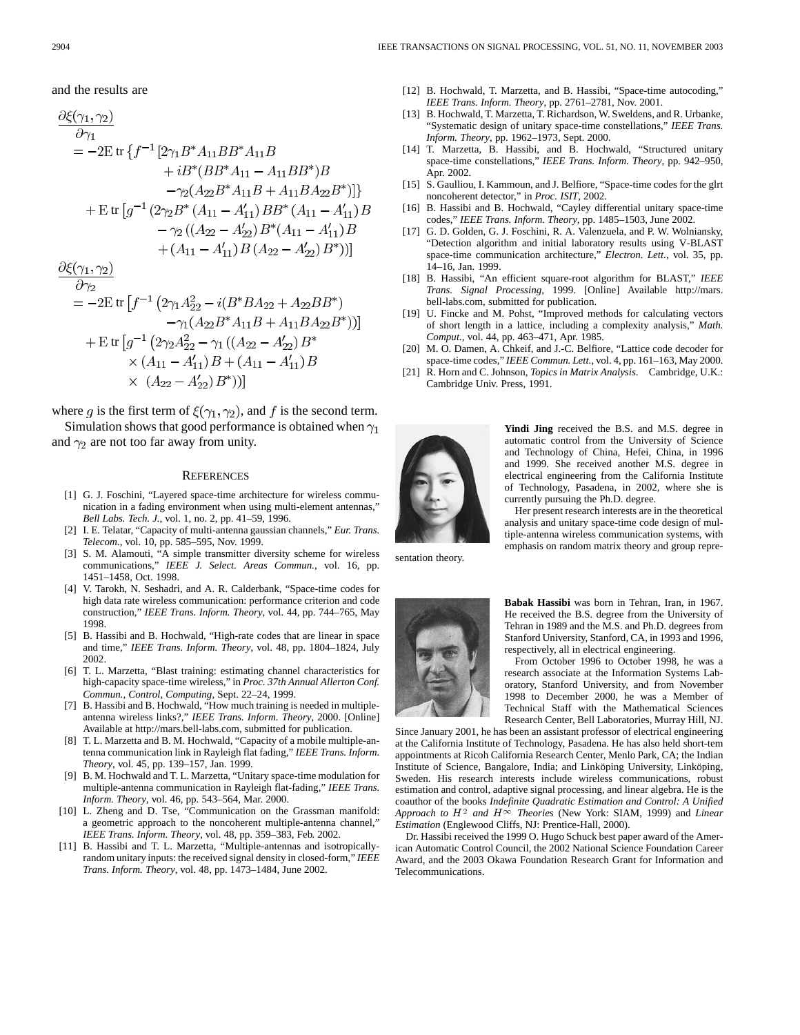and the results are

$$
\begin{aligned}
&\frac{\partial \xi(\gamma_1,\gamma_2)}{\partial \gamma_1}\\
&= -2\mathrm{E}\,\mathrm{tr}\left\{f^{-1}\left[2\gamma_1 B^* A_{11} B B^* A_{11} B\right.\right.\\
&\qquad + iB^*(BB^*A_{11} - A_{11}BB^*)B\\
&\qquad \left.\left.-\gamma_2(A_{22}B^*A_{11}B + A_{11}BA_{22}B^*)\right]\right\}\\
&\quad + \mathrm{E}\,\mathrm{tr}\left[g^{-1}\left(2\gamma_2 B^*\left(A_{11}-A'_{11}\right)BB^*\left(A_{11}-A'_{11}\right)B\right.\right.\\
&\qquad - \gamma_2\left(\left(A_{22}-A'_{22}\right)B^*(A_{11}-A'_{11})B\right.\\
&\qquad \left.\left.\left.+\left(A_{11}-A'_{11}\right)B\left(A_{22}-A'_{22}\right)B^*\right)\right)\right]\\
&\frac{\partial \xi(\gamma_1,\gamma_2)}{\partial \gamma_2}\\
&= -2\mathrm{E}\,\mathrm{tr}\left[f^{-1}\left(2\gamma_1 A_{22}^2 - i(B^*BA_{22} + A_{22}BB^*)\right.\right.\\
&\qquad \left.\left.-\gamma_1(A_{22}B^*A_{11}B + A_{11}BA_{22}B^*)\right)\right]\\
&\quad + \mathrm{E}\,\mathrm{tr}\left[g^{-1}\left(2\gamma_2 A_{22}^2 - \gamma_1\left(\left(A_{22}-A'_{22}\right)B^*\right.\right.\right.\\
&\qquad \times \left(A_{11}-A'_{11}\right)B + \left(A_{11}-A'_{11}\right)B\\
&\qquad \left.\left.\left.\times\ \left(A_{22}-A'_{22}\right)B^*\right)\right)\right]
\end{aligned}
$$

where $g$ is the first term of $\xi(\gamma_1, \gamma_2)$, and $f$ is the second term.

Simulation shows that good performance is obtained when $\gamma_1$ and $\gamma_2$ are not too far away from unity.

## References

[1] G. J. Foschini, "Layered space-time architecture for wireless communication in a fading environment when using multi-element antennas," *Bell Labs. Tech. J.*, vol. 1, no. 2, pp. 41–59, 1996.

[2] I. E. Telatar, "Capacity of multi-antenna gaussian channels," *Eur. Trans. Telecom.*, vol. 10, pp. 585–595, Nov. 1999.

[3] S. M. Alamouti, "A simple transmitter diversity scheme for wireless communications," *IEEE J. Select. Areas Commun.*, vol. 16, pp. 1451–1458, Oct. 1998.

[4] V. Tarokh, N. Seshadri, and A. R. Calderbank, "Space-time codes for high data rate wireless communication: performance criterion and code construction," *IEEE Trans. Inform. Theory*, vol. 44, pp. 744–765, May 1998.

[5] B. Hassibi and B. Hochwald, "High-rate codes that are linear in space and time," *IEEE Trans. Inform. Theory*, vol. 48, pp. 1804–1824, July 2002.

[6] T. L. Marzetta, "Blast training: estimating channel characteristics for high-capacity space-time wireless," in *Proc. 37th Annual Allerton Conf. Commun., Control, Computing*, Sept. 22–24, 1999.

[7] B. Hassibi and B. Hochwald, "How much training is needed in multiple-antenna wireless links?," *IEEE Trans. Inform. Theory*, 2000. [Online] Available at http://mars.bell-labs.com, submitted for publication.

[8] T. L. Marzetta and B. M. Hochwald, "Capacity of a mobile multiple-antenna communication link in Rayleigh flat fading," *IEEE Trans. Inform. Theory*, vol. 45, pp. 139–157, Jan. 1999.

[9] B. M. Hochwald and T. L. Marzetta, "Unitary space-time modulation for multiple-antenna communication in Rayleigh flat-fading," *IEEE Trans. Inform. Theory*, vol. 46, pp. 543–564, Mar. 2000.

[10] L. Zheng and D. Tse, "Communication on the Grassman manifold: a geometric approach to the noncoherent multiple-antenna channel," *IEEE Trans. Inform. Theory*, vol. 48, pp. 359–383, Feb. 2002.

[11] B. Hassibi and T. L. Marzetta, "Multiple-antennas and isotropically-random unitary inputs: the received signal density in closed-form," *IEEE Trans. Inform. Theory*, vol. 48, pp. 1473–1484, June 2002.

[12] B. Hochwald, T. Marzetta, and B. Hassibi, "Space-time autocoding," *IEEE Trans. Inform. Theory*, pp. 2761–2781, Nov. 2001.

[13] B. Hochwald, T. Marzetta, T. Richardson, W. Sweldens, and R. Urbanke, "Systematic design of unitary space-time constellations," *IEEE Trans. Inform. Theory*, pp. 1962–1973, Sept. 2000.

[14] T. Marzetta, B. Hassibi, and B. Hochwald, "Structured unitary space-time constellations," *IEEE Trans. Inform. Theory*, pp. 942–950, Apr. 2002.

[15] S. Gaulliou, I. Kammoun, and J. Belfiore, "Space-time codes for the glrt noncoherent detector," in *Proc. ISIT*, 2002.

[16] B. Hassibi and B. Hochwald, "Cayley differential unitary space-time codes," *IEEE Trans. Inform. Theory*, pp. 1485–1503, June 2002.

[17] G. D. Golden, G. J. Foschini, R. A. Valenzuela, and P. W. Wolniansky, "Detection algorithm and initial laboratory results using V-BLAST space-time communication architecture," *Electron. Lett.*, vol. 35, pp. 14–16, Jan. 1999.

[18] B. Hassibi, "An efficient square-root algorithm for BLAST," *IEEE Trans. Signal Processing*, 1999. [Online] Available http://mars.bell-labs.com, submitted for publication.

[19] U. Fincke and M. Pohst, "Improved methods for calculating vectors of short length in a lattice, including a complexity analysis," *Math. Comput.*, vol. 44, pp. 463–471, Apr. 1985.

[20] M. O. Damen, A. Chkeif, and J.-C. Belfiore, "Lattice code decoder for space-time codes," *IEEE Commun. Lett.*, vol. 4, pp. 161–163, May 2000.

[21] R. Horn and C. Johnson, *Topics in Matrix Analysis*. Cambridge, U.K.: Cambridge Univ. Press, 1991.

**Yindi Jing** received the B.S. and M.S. degree in automatic control from the University of Science and Technology of China, Hefei, China, in 1996 and 1999. She received another M.S. degree in electrical engineering from the California Institute of Technology, Pasadena, in 2002, where she is currently pursuing the Ph.D. degree.

Her present research interests are in the theoretical analysis and unitary space-time code design of multiple-antenna wireless communication systems, with emphasis on random matrix theory and group representation theory.

**Babak Hassibi** was born in Tehran, Iran, in 1967. He received the B.S. degree from the University of Tehran in 1989 and the M.S. and Ph.D. degrees from Stanford University, Stanford, CA, in 1993 and 1996, respectively, all in electrical engineering.

From October 1996 to October 1998, he was a research associate at the Information Systems Laboratory, Stanford University, and from November 1998 to December 2000, he was a Member of Technical Staff with the Mathematical Sciences Research Center, Bell Laboratories, Murray Hill, NJ. Since January 2001, he has been an assistant professor of electrical engineering at the California Institute of Technology, Pasadena. He has also held short-tem appointments at Ricoh California Research Center, Menlo Park, CA; the Indian Institute of Science, Bangalore, India; and Linköping University, Linköping, Sweden. His research interests include wireless communications, robust estimation and control, adaptive signal processing, and linear algebra. He is the coauthor of the books *Indefinite Quadratic Estimation and Control: A Unified Approach to $H^2$ and $H^\infty$ Theories* (New York: SIAM, 1999) and *Linear Estimation* (Englewood Cliffs, NJ: Prentice-Hall, 2000).

Dr. Hassibi received the 1999 O. Hugo Schuck best paper award of the American Automatic Control Council, the 2002 National Science Foundation Career Award, and the 2003 Okawa Foundation Research Grant for Information and Telecommunications.